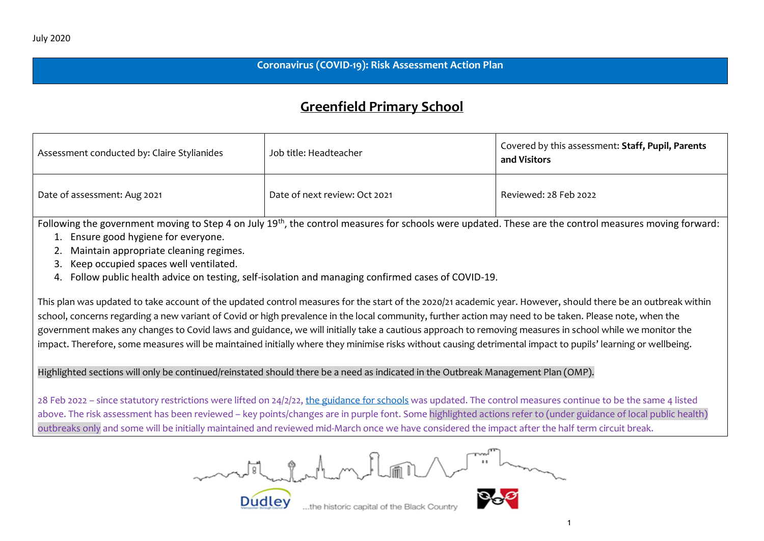July 2020

**Coronavirus (COVID-19): Risk Assessment Action Plan**

# Greenfield Primary School

| Assessment conducted by: Claire Stylianides | Job title: Headteacher | Covered by this assessment: **Staff, Pupil, Parents and Visitors** |
|---|---|---|
| Date of assessment: Aug 2021 | Date of next review: Oct 2021 | Reviewed: 28 Feb 2022 |

Following the government moving to Step 4 on July 19th, the control measures for schools were updated. These are the control measures moving forward:

1. Ensure good hygiene for everyone.
2. Maintain appropriate cleaning regimes.
3. Keep occupied spaces well ventilated.
4. Follow public health advice on testing, self-isolation and managing confirmed cases of COVID-19.

This plan was updated to take account of the updated control measures for the start of the 2020/21 academic year. However, should there be an outbreak within school, concerns regarding a new variant of Covid or high prevalence in the local community, further action may need to be taken. Please note, when the government makes any changes to Covid laws and guidance, we will initially take a cautious approach to removing measures in school while we monitor the impact. Therefore, some measures will be maintained initially where they minimise risks without causing detrimental impact to pupils' learning or wellbeing.

Highlighted sections will only be continued/reinstated should there be a need as indicated in the Outbreak Management Plan (OMP).

28 Feb 2022 – since statutory restrictions were lifted on 24/2/22, the guidance for schools was updated. The control measures continue to be the same 4 listed above. The risk assessment has been reviewed – key points/changes are in purple font. Some highlighted actions refer to (under guidance of local public health) outbreaks only and some will be initially maintained and reviewed mid-March once we have considered the impact after the half term circuit break.

Dudley ...the historic capital of the Black Country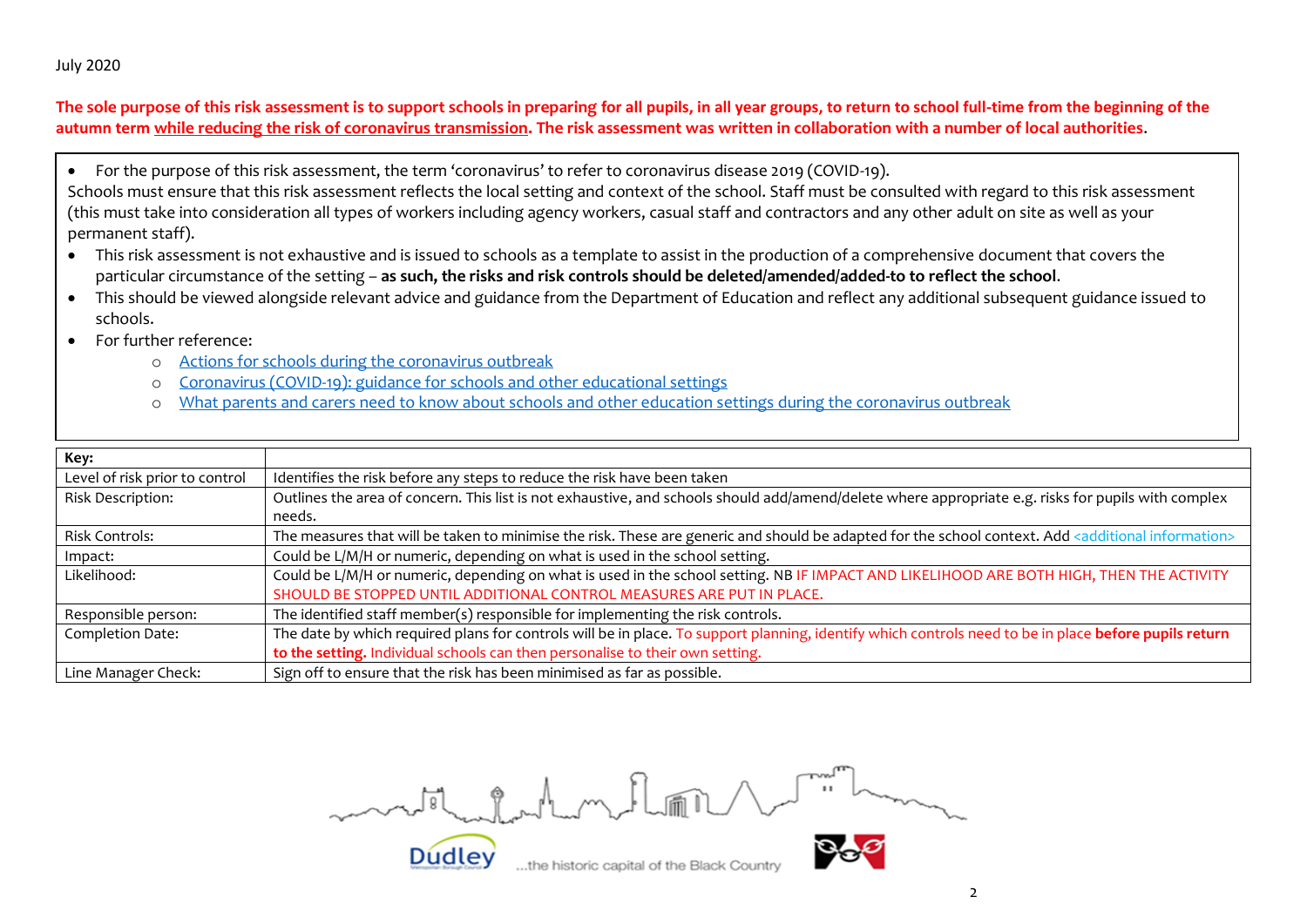July 2020

**The sole purpose of this risk assessment is to support schools in preparing for all pupils, in all year groups, to return to school full-time from the beginning of the autumn term while reducing the risk of coronavirus transmission. The risk assessment was written in collaboration with a number of local authorities.**

- For the purpose of this risk assessment, the term 'coronavirus' to refer to coronavirus disease 2019 (COVID-19).

Schools must ensure that this risk assessment reflects the local setting and context of the school. Staff must be consulted with regard to this risk assessment (this must take into consideration all types of workers including agency workers, casual staff and contractors and any other adult on site as well as your permanent staff).

- This risk assessment is not exhaustive and is issued to schools as a template to assist in the production of a comprehensive document that covers the particular circumstance of the setting – **as such, the risks and risk controls should be deleted/amended/added-to to reflect the school**.
- This should be viewed alongside relevant advice and guidance from the Department of Education and reflect any additional subsequent guidance issued to schools.
- For further reference:
  - Actions for schools during the coronavirus outbreak
  - Coronavirus (COVID-19): guidance for schools and other educational settings
  - What parents and carers need to know about schools and other education settings during the coronavirus outbreak

| **Key:** | |
|---|---|
| Level of risk prior to control | Identifies the risk before any steps to reduce the risk have been taken |
| Risk Description: | Outlines the area of concern. This list is not exhaustive, and schools should add/amend/delete where appropriate e.g. risks for pupils with complex needs. |
| Risk Controls: | The measures that will be taken to minimise the risk. These are generic and should be adapted for the school context. Add <additional information> |
| Impact: | Could be L/M/H or numeric, depending on what is used in the school setting. |
| Likelihood: | Could be L/M/H or numeric, depending on what is used in the school setting. NB IF IMPACT AND LIKELIHOOD ARE BOTH HIGH, THEN THE ACTIVITY SHOULD BE STOPPED UNTIL ADDITIONAL CONTROL MEASURES ARE PUT IN PLACE. |
| Responsible person: | The identified staff member(s) responsible for implementing the risk controls. |
| Completion Date: | The date by which required plans for controls will be in place. To support planning, identify which controls need to be in place **before pupils return to the setting.** Individual schools can then personalise to their own setting. |
| Line Manager Check: | Sign off to ensure that the risk has been minimised as far as possible. |

Dudley ...the historic capital of the Black Country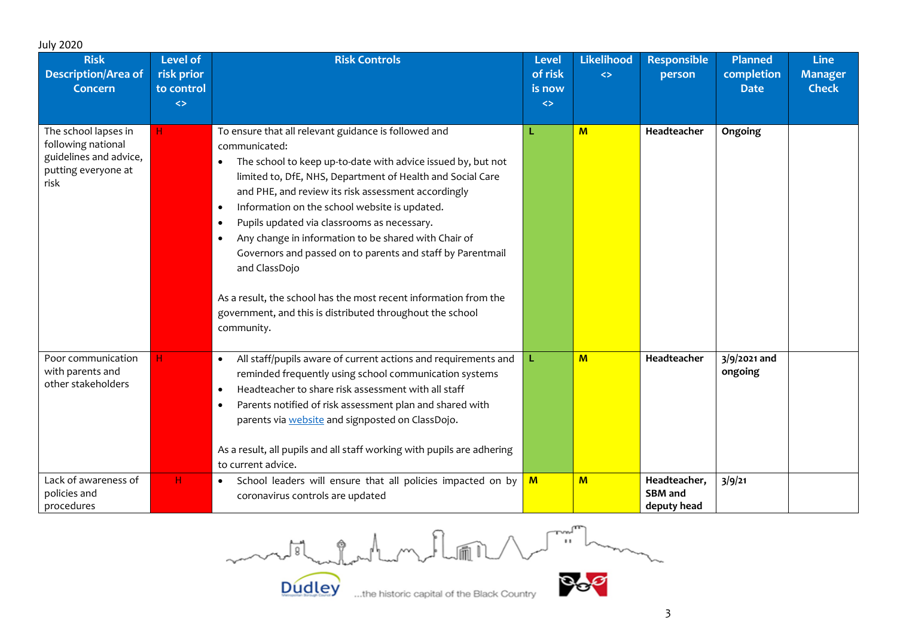July 2020

| Risk Description/Area of Concern | Level of risk prior to control <> | Risk Controls | Level of risk is now <> | Likelihood <> | Responsible person | Planned completion Date | Line Manager Check |
|---|---|---|---|---|---|---|---|
| The school lapses in following national guidelines and advice, putting everyone at risk | H | To ensure that all relevant guidance is followed and communicated:<br>• The school to keep up-to-date with advice issued by, but not limited to, DfE, NHS, Department of Health and Social Care and PHE, and review its risk assessment accordingly<br>• Information on the school website is updated.<br>• Pupils updated via classrooms as necessary.<br>• Any change in information to be shared with Chair of Governors and passed on to parents and staff by Parentmail and ClassDojo<br><br>As a result, the school has the most recent information from the government, and this is distributed throughout the school community. | L | M | **Headteacher** | **Ongoing** | |
| Poor communication with parents and other stakeholders | H | • All staff/pupils aware of current actions and requirements and reminded frequently using school communication systems<br>• Headteacher to share risk assessment with all staff<br>• Parents notified of risk assessment plan and shared with parents via website and signposted on ClassDojo.<br><br>As a result, all pupils and all staff working with pupils are adhering to current advice. | L | M | **Headteacher** | **3/9/2021 and ongoing** | |
| Lack of awareness of policies and procedures | H | • School leaders will ensure that all policies impacted on by coronavirus controls are updated | M | M | **Headteacher, SBM and deputy head** | **3/9/21** | |

Dudley ...the historic capital of the Black Country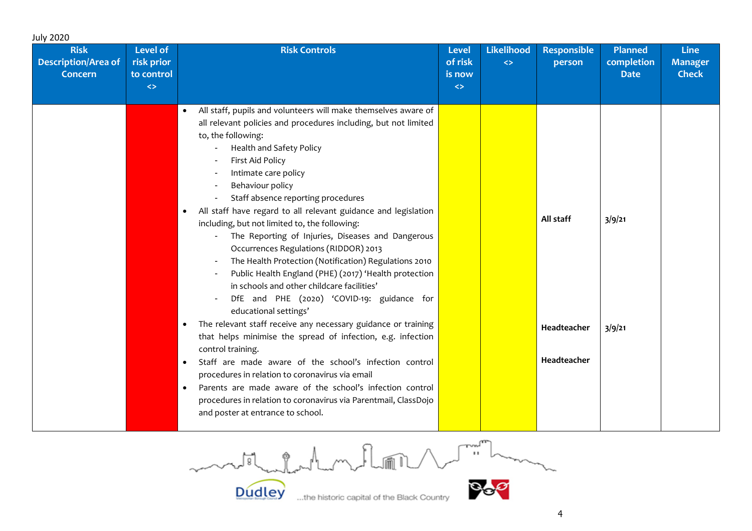July 2020

| Risk Description/Area of Concern | Level of risk prior to control <> | Risk Controls | Level of risk is now <> | Likelihood <> | Responsible person | Planned completion Date | Line Manager Check |
|---|---|---|---|---|---|---|---|
| | | • All staff, pupils and volunteers will make themselves aware of all relevant policies and procedures including, but not limited to, the following:<br>- Health and Safety Policy<br>- First Aid Policy<br>- Intimate care policy<br>- Behaviour policy<br>- Staff absence reporting procedures<br>• All staff have regard to all relevant guidance and legislation including, but not limited to, the following:<br>- The Reporting of Injuries, Diseases and Dangerous Occurrences Regulations (RIDDOR) 2013<br>- The Health Protection (Notification) Regulations 2010<br>- Public Health England (PHE) (2017) 'Health protection in schools and other childcare facilities'<br>- DfE and PHE (2020) 'COVID-19: guidance for educational settings' | | | **All staff** | **3/9/21** | |
| | | • The relevant staff receive any necessary guidance or training that helps minimise the spread of infection, e.g. infection control training. | | | **Headteacher** | **3/9/21** | |
| | | • Staff are made aware of the school's infection control procedures in relation to coronavirus via email<br>• Parents are made aware of the school's infection control procedures in relation to coronavirus via Parentmail, ClassDojo and poster at entrance to school. | | | **Headteacher** | | |

Dudley ...the historic capital of the Black Country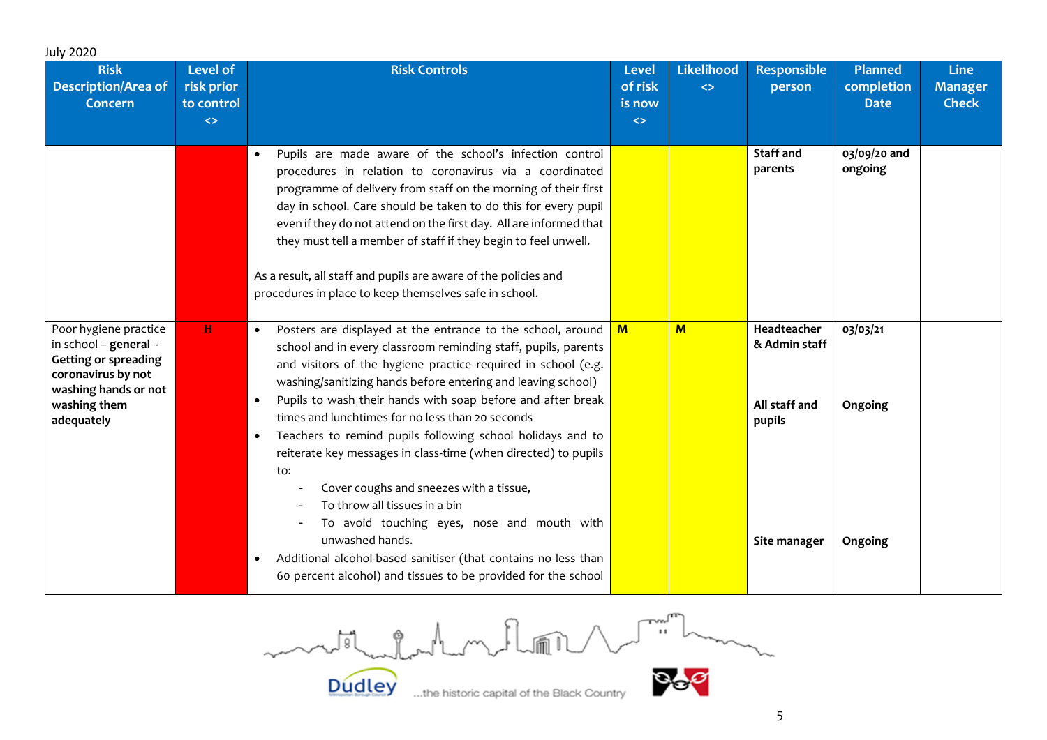July 2020

| Risk Description/Area of Concern | Level of risk prior to control <> | Risk Controls | Level of risk is now <> | Likelihood <> | Responsible person | Planned completion Date | Line Manager Check |
|---|---|---|---|---|---|---|---|
| | | • Pupils are made aware of the school's infection control procedures in relation to coronavirus via a coordinated programme of delivery from staff on the morning of their first day in school. Care should be taken to do this for every pupil even if they do not attend on the first day. All are informed that they must tell a member of staff if they begin to feel unwell.<br><br>As a result, all staff and pupils are aware of the policies and procedures in place to keep themselves safe in school. | | | **Staff and parents** | **03/09/20 and ongoing** | |
| Poor hygiene practice in school – **general - Getting or spreading coronavirus by not washing hands or not washing them adequately** | H | • Posters are displayed at the entrance to the school, around school and in every classroom reminding staff, pupils, parents and visitors of the hygiene practice required in school (e.g. washing/sanitizing hands before entering and leaving school)<br>• Pupils to wash their hands with soap before and after break times and lunchtimes for no less than 20 seconds<br>• Teachers to remind pupils following school holidays and to reiterate key messages in class-time (when directed) to pupils to:<br>- Cover coughs and sneezes with a tissue,<br>- To throw all tissues in a bin<br>- To avoid touching eyes, nose and mouth with unwashed hands.<br>• Additional alcohol-based sanitiser (that contains no less than 60 percent alcohol) and tissues to be provided for the school | M | M | **Headteacher & Admin staff**<br><br>**All staff and pupils**<br><br>**Site manager** | **03/03/21**<br><br>**Ongoing**<br><br>**Ongoing** | |

Dudley ...the historic capital of the Black Country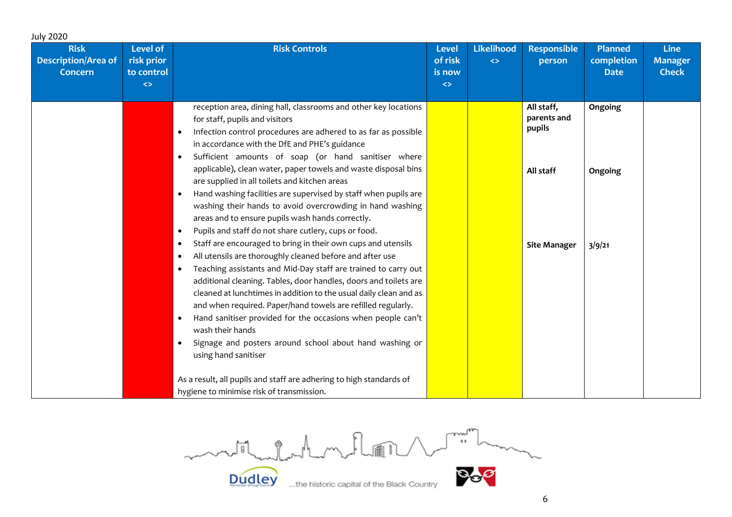July 2020

| Risk Description/Area of Concern | Level of risk prior to control <> | Risk Controls | Level of risk is now <> | Likelihood <> | Responsible person | Planned completion Date | Line Manager Check |
|---|---|---|---|---|---|---|---|
| | | reception area, dining hall, classrooms and other key locations for staff, pupils and visitors<br>• Infection control procedures are adhered to as far as possible in accordance with the DfE and PHE's guidance<br>• Sufficient amounts of soap (or hand sanitiser where applicable), clean water, paper towels and waste disposal bins are supplied in all toilets and kitchen areas<br>• Hand washing facilities are supervised by staff when pupils are washing their hands to avoid overcrowding in hand washing areas and to ensure pupils wash hands correctly.<br>• Pupils and staff do not share cutlery, cups or food.<br>• Staff are encouraged to bring in their own cups and utensils<br>• All utensils are thoroughly cleaned before and after use<br>• Teaching assistants and Mid-Day staff are trained to carry out additional cleaning. Tables, door handles, doors and toilets are cleaned at lunchtimes in addition to the usual daily clean and as and when required. Paper/hand towels are refilled regularly.<br>• Hand sanitiser provided for the occasions when people can't wash their hands<br>• Signage and posters around school about hand washing or using hand sanitiser<br><br>As a result, all pupils and staff are adhering to high standards of hygiene to minimise risk of transmission. | | | **All staff, parents and pupils**<br><br>**All staff**<br><br>**Site Manager** | **Ongoing**<br><br>**Ongoing**<br><br>**3/9/21** | |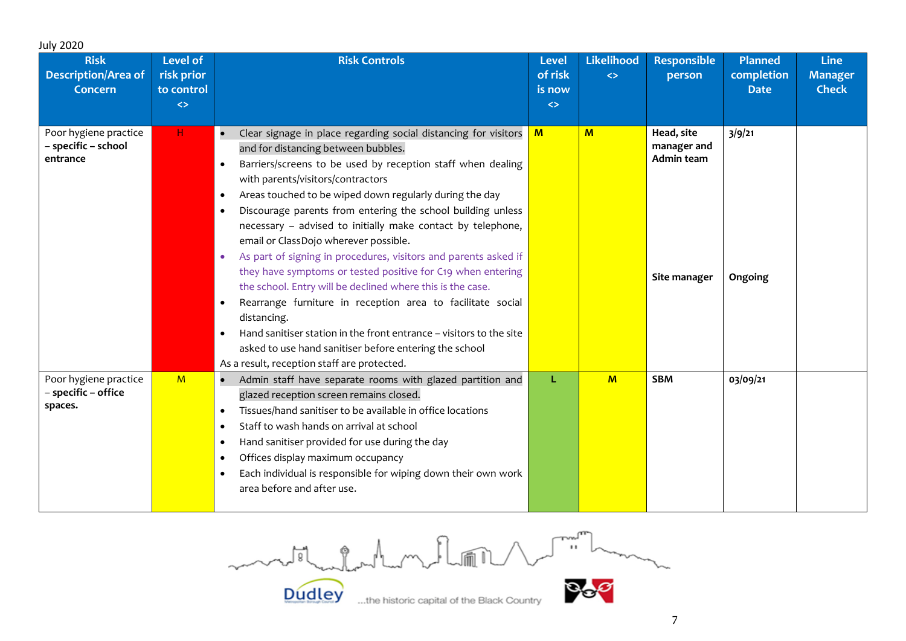July 2020

| Risk Description/Area of Concern | Level of risk prior to control <> | Risk Controls | Level of risk is now <> | Likelihood <> | Responsible person | Planned completion Date | Line Manager Check |
|---|---|---|---|---|---|---|---|
| Poor hygiene practice – **specific – school entrance** | H | • Clear signage in place regarding social distancing for visitors and for distancing between bubbles.<br>• Barriers/screens to be used by reception staff when dealing with parents/visitors/contractors<br>• Areas touched to be wiped down regularly during the day<br>• Discourage parents from entering the school building unless necessary – advised to initially make contact by telephone, email or ClassDojo wherever possible.<br>• As part of signing in procedures, visitors and parents asked if they have symptoms or tested positive for C19 when entering the school. Entry will be declined where this is the case.<br>• Rearrange furniture in reception area to facilitate social distancing.<br>• Hand sanitiser station in the front entrance – visitors to the site asked to use hand sanitiser before entering the school<br>As a result, reception staff are protected. | **M** | **M** | **Head, site manager and Admin team**<br><br>**Site manager** | **3/9/21**<br><br>**Ongoing** | |
| Poor hygiene practice – **specific – office spaces.** | M | • Admin staff have separate rooms with glazed partition and glazed reception screen remains closed.<br>• Tissues/hand sanitiser to be available in office locations<br>• Staff to wash hands on arrival at school<br>• Hand sanitiser provided for use during the day<br>• Offices display maximum occupancy<br>• Each individual is responsible for wiping down their own work area before and after use. | **L** | **M** | **SBM** | **03/09/21** | |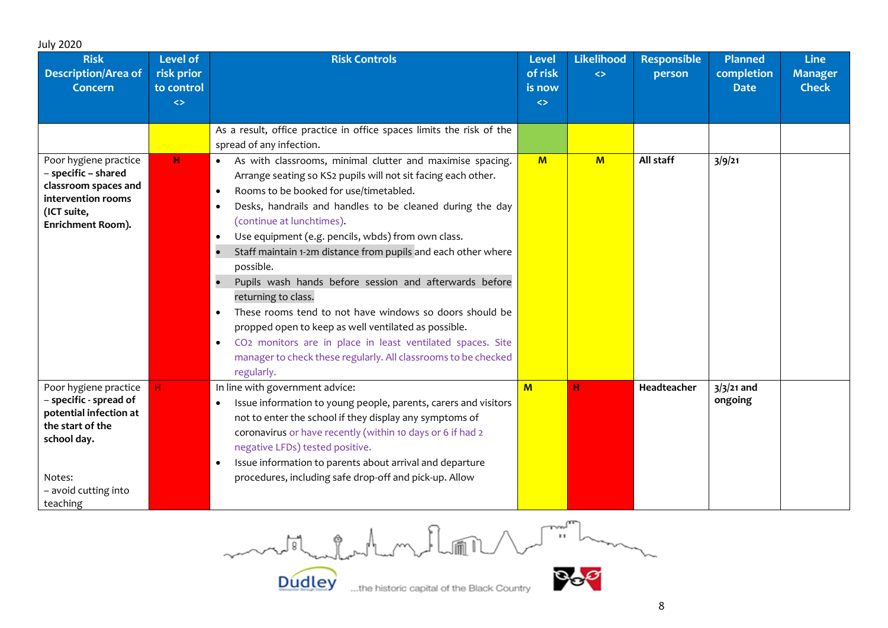July 2020

| Risk Description/Area of Concern | Level of risk prior to control <> | Risk Controls | Level of risk is now <> | Likelihood <> | Responsible person | Planned completion Date | Line Manager Check |
|---|---|---|---|---|---|---|---|
| | | As a result, office practice in office spaces limits the risk of the spread of any infection. | | | | | |
| Poor hygiene practice – **specific – shared classroom spaces and intervention rooms (ICT suite, Enrichment Room).** | H | • As with classrooms, minimal clutter and maximise spacing. Arrange seating so KS2 pupils will not sit facing each other.<br>• Rooms to be booked for use/timetabled.<br>• Desks, handrails and handles to be cleaned during the day (continue at lunchtimes).<br>• Use equipment (e.g. pencils, wbds) from own class.<br>• Staff maintain 1-2m distance from pupils and each other where possible.<br>• Pupils wash hands before session and afterwards before returning to class.<br>• These rooms tend to not have windows so doors should be propped open to keep as well ventilated as possible.<br>• $CO_2$ monitors are in place in least ventilated spaces. Site manager to check these regularly. All classrooms to be checked regularly. | M | M | **All staff** | **3/9/21** | |
| Poor hygiene practice – **specific - spread of potential infection at the start of the school day.**<br><br>Notes:<br>– avoid cutting into teaching | H | In line with government advice:<br>• Issue information to young people, parents, carers and visitors not to enter the school if they display any symptoms of coronavirus or have recently (within 10 days or 6 if had 2 negative LFDs) tested positive.<br>• Issue information to parents about arrival and departure procedures, including safe drop-off and pick-up. Allow | M | H | **Headteacher** | **3/3/21 and ongoing** | |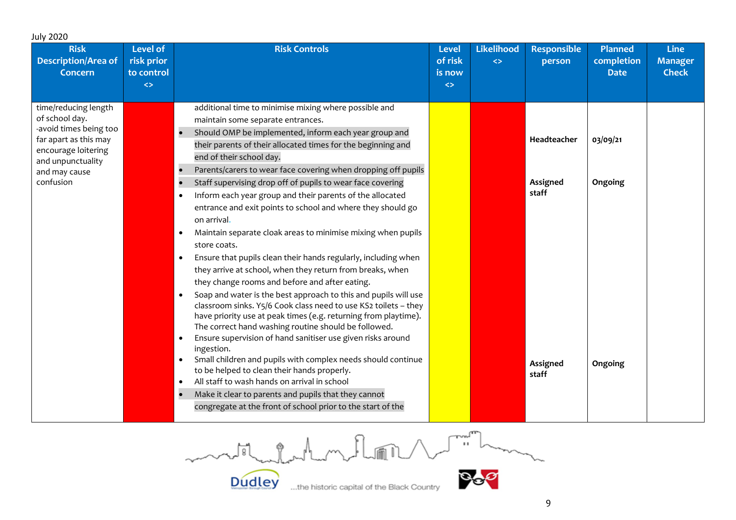July 2020

| Risk Description/Area of Concern | Level of risk prior to control <> | Risk Controls | Level of risk is now <> | Likelihood <> | Responsible person | Planned completion Date | Line Manager Check |
|---|---|---|---|---|---|---|---|
| time/reducing length of school day.<br>-avoid times being too far apart as this may encourage loitering and unpunctuality and may cause confusion | | additional time to minimise mixing where possible and maintain some separate entrances.<br>• Should OMP be implemented, inform each year group and their parents of their allocated times for the beginning and end of their school day.<br>• Parents/carers to wear face covering when dropping off pupils<br>• Staff supervising drop off of pupils to wear face covering<br>• Inform each year group and their parents of the allocated entrance and exit points to school and where they should go on arrival.<br>• Maintain separate cloak areas to minimise mixing when pupils store coats.<br>• Ensure that pupils clean their hands regularly, including when they arrive at school, when they return from breaks, when they change rooms and before and after eating.<br>• Soap and water is the best approach to this and pupils will use classroom sinks. Y5/6 Cook class need to use KS2 toilets – they have priority use at peak times (e.g. returning from playtime). The correct hand washing routine should be followed.<br>• Ensure supervision of hand sanitiser use given risks around ingestion.<br>• Small children and pupils with complex needs should continue to be helped to clean their hands properly.<br>• All staff to wash hands on arrival in school<br>• Make it clear to parents and pupils that they cannot congregate at the front of school prior to the start of the | | | **Headteacher**<br><br>**Assigned staff**<br><br>**Assigned staff** | **03/09/21**<br><br>**Ongoing**<br><br>**Ongoing** | |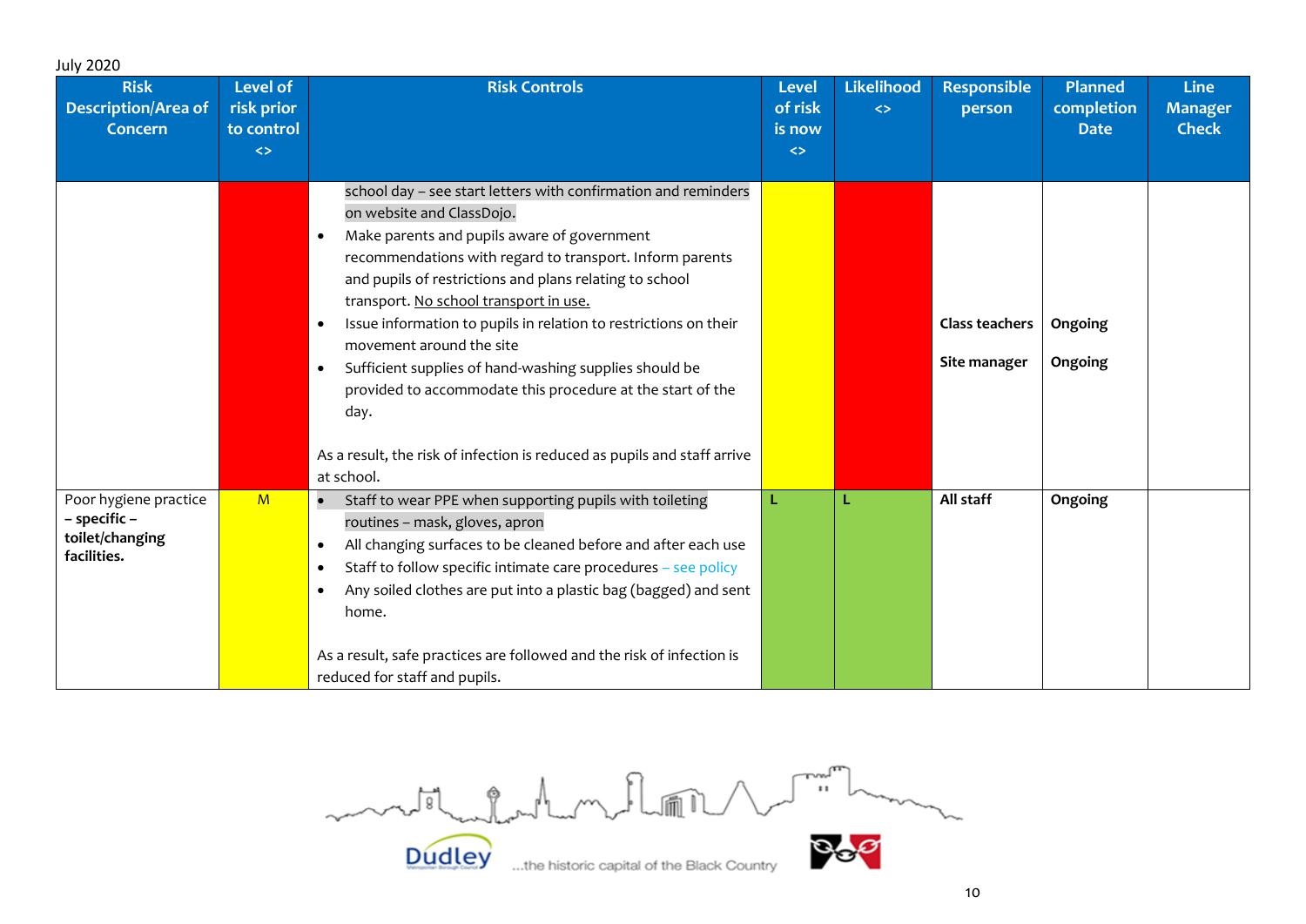July 2020

| Risk Description/Area of Concern | Level of risk prior to control <> | Risk Controls | Level of risk is now <> | Likelihood <> | Responsible person | Planned completion Date | Line Manager Check |
|---|---|---|---|---|---|---|---|
| | | school day – see start letters with confirmation and reminders on website and ClassDojo.<br>• Make parents and pupils aware of government recommendations with regard to transport. Inform parents and pupils of restrictions and plans relating to school transport. No school transport in use.<br>• Issue information to pupils in relation to restrictions on their movement around the site<br>• Sufficient supplies of hand-washing supplies should be provided to accommodate this procedure at the start of the day.<br><br>As a result, the risk of infection is reduced as pupils and staff arrive at school. | | | **Class teachers**<br><br>**Site manager** | **Ongoing**<br><br>**Ongoing** | |
| Poor hygiene practice **– specific – toilet/changing facilities.** | M | • Staff to wear PPE when supporting pupils with toileting routines – mask, gloves, apron<br>• All changing surfaces to be cleaned before and after each use<br>• Staff to follow specific intimate care procedures – see policy<br>• Any soiled clothes are put into a plastic bag (bagged) and sent home.<br><br>As a result, safe practices are followed and the risk of infection is reduced for staff and pupils. | L | L | **All staff** | **Ongoing** | |

Dudley ...the historic capital of the Black Country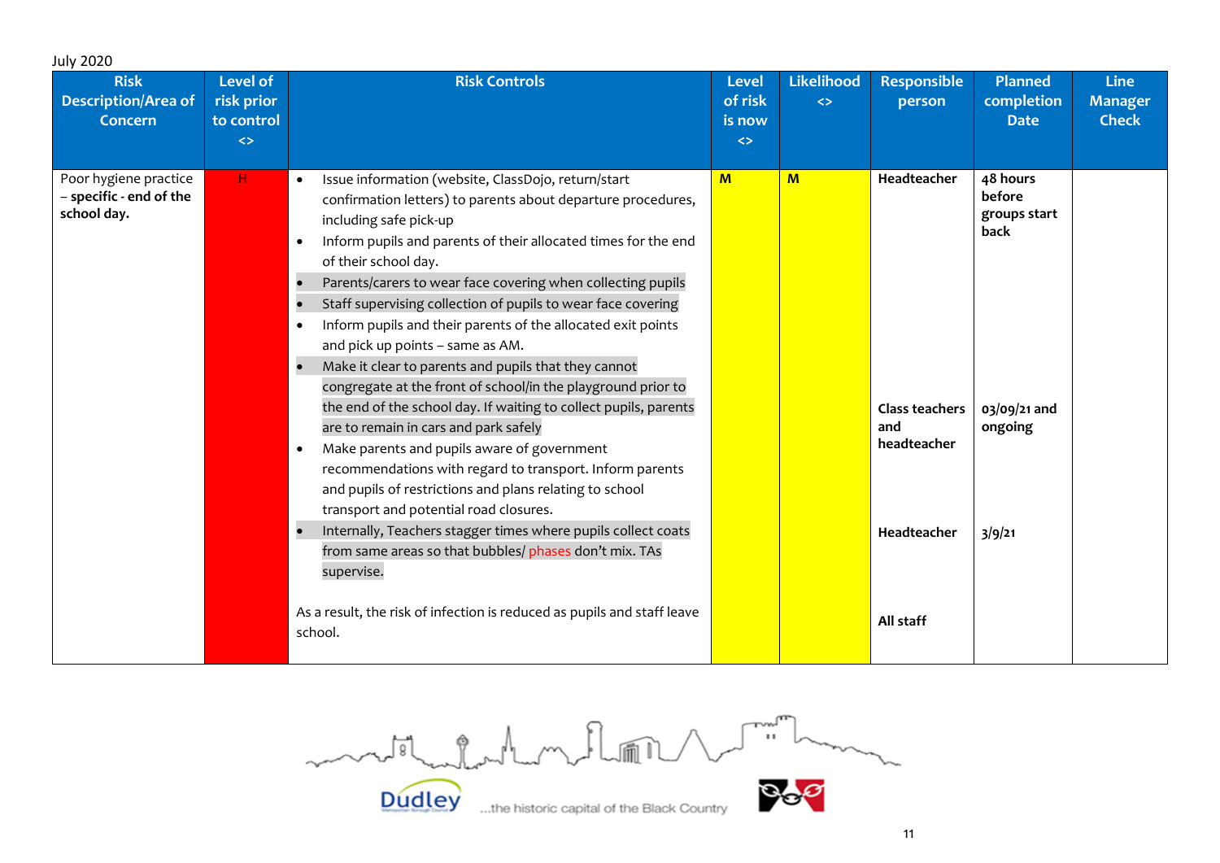July 2020

| Risk Description/Area of Concern | Level of risk prior to control <> | Risk Controls | Level of risk is now <> | Likelihood <> | Responsible person | Planned completion Date | Line Manager Check |
|---|---|---|---|---|---|---|---|
| Poor hygiene practice – **specific - end of the school day.** | H | • Issue information (website, ClassDojo, return/start confirmation letters) to parents about departure procedures, including safe pick-up<br>• Inform pupils and parents of their allocated times for the end of their school day.<br>• Parents/carers to wear face covering when collecting pupils<br>• Staff supervising collection of pupils to wear face covering<br>• Inform pupils and their parents of the allocated exit points and pick up points – same as AM.<br>• Make it clear to parents and pupils that they cannot congregate at the front of school/in the playground prior to the end of the school day. If waiting to collect pupils, parents are to remain in cars and park safely<br>• Make parents and pupils aware of government recommendations with regard to transport. Inform parents and pupils of restrictions and plans relating to school transport and potential road closures.<br>• Internally, Teachers stagger times where pupils collect coats from same areas so that bubbles/ phases don't mix. TAs supervise.<br><br>As a result, the risk of infection is reduced as pupils and staff leave school. | **M** | **M** | **Headteacher**<br><br>**Class teachers and headteacher**<br><br>**Headteacher**<br><br>**All staff** | **48 hours before groups start back**<br><br>**03/09/21 and ongoing**<br><br>**3/9/21** | |

...the historic capital of the Black Country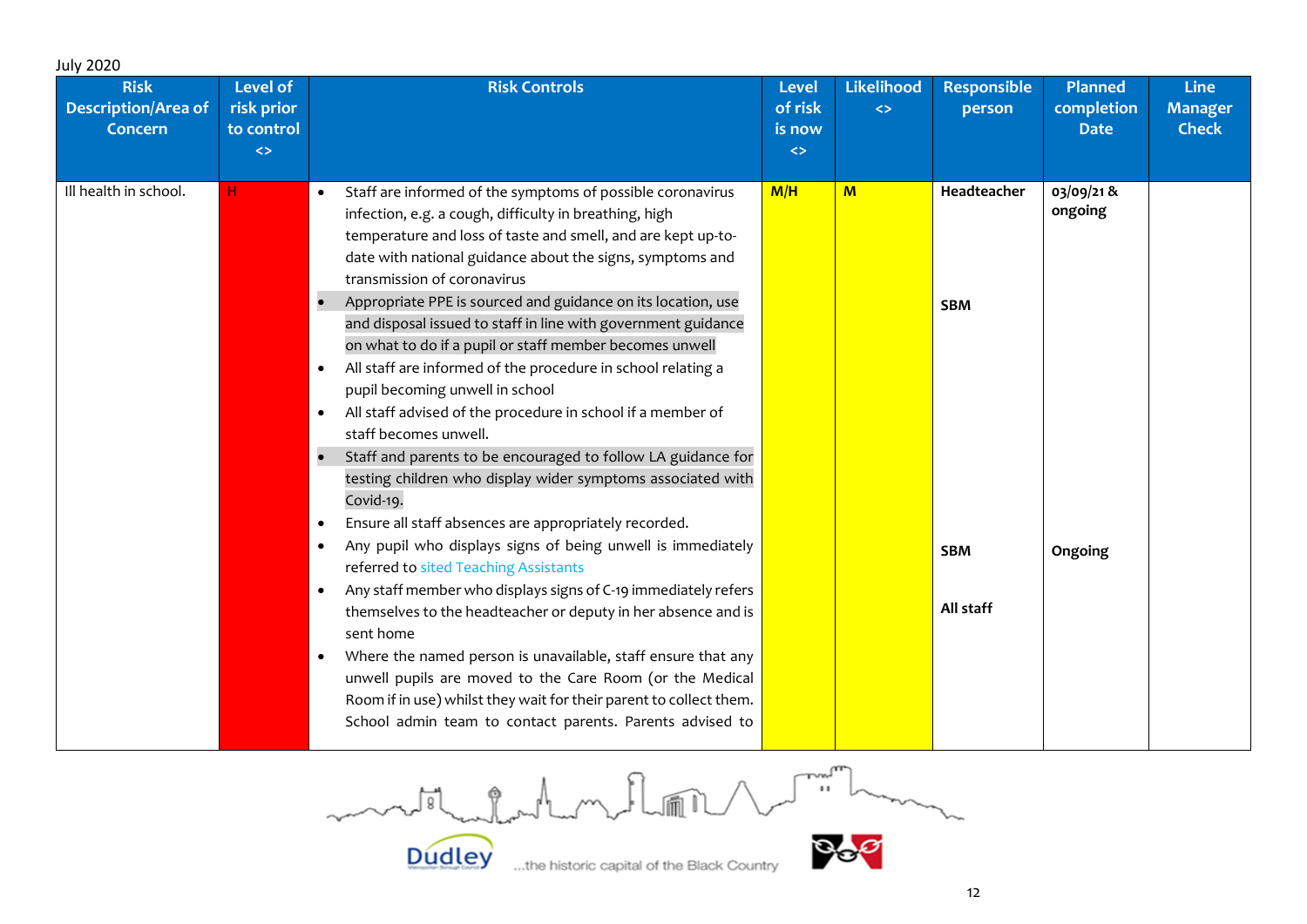July 2020

| Risk Description/Area of Concern | Level of risk prior to control <> | Risk Controls | Level of risk is now <> | Likelihood <> | Responsible person | Planned completion Date | Line Manager Check |
|---|---|---|---|---|---|---|---|
| Ill health in school. | H | • Staff are informed of the symptoms of possible coronavirus infection, e.g. a cough, difficulty in breathing, high temperature and loss of taste and smell, and are kept up-to-date with national guidance about the signs, symptoms and transmission of coronavirus<br>• Appropriate PPE is sourced and guidance on its location, use and disposal issued to staff in line with government guidance on what to do if a pupil or staff member becomes unwell<br>• All staff are informed of the procedure in school relating a pupil becoming unwell in school<br>• All staff advised of the procedure in school if a member of staff becomes unwell.<br>• Staff and parents to be encouraged to follow LA guidance for testing children who display wider symptoms associated with Covid-19.<br>• Ensure all staff absences are appropriately recorded.<br>• Any pupil who displays signs of being unwell is immediately referred to sited Teaching Assistants<br>• Any staff member who displays signs of C-19 immediately refers themselves to the headteacher or deputy in her absence and is sent home<br>• Where the named person is unavailable, staff ensure that any unwell pupils are moved to the Care Room (or the Medical Room if in use) whilst they wait for their parent to collect them. School admin team to contact parents. Parents advised to | M/H | M | Headteacher<br><br>SBM<br><br>SBM<br><br>All staff | 03/09/21 & ongoing<br><br>Ongoing | |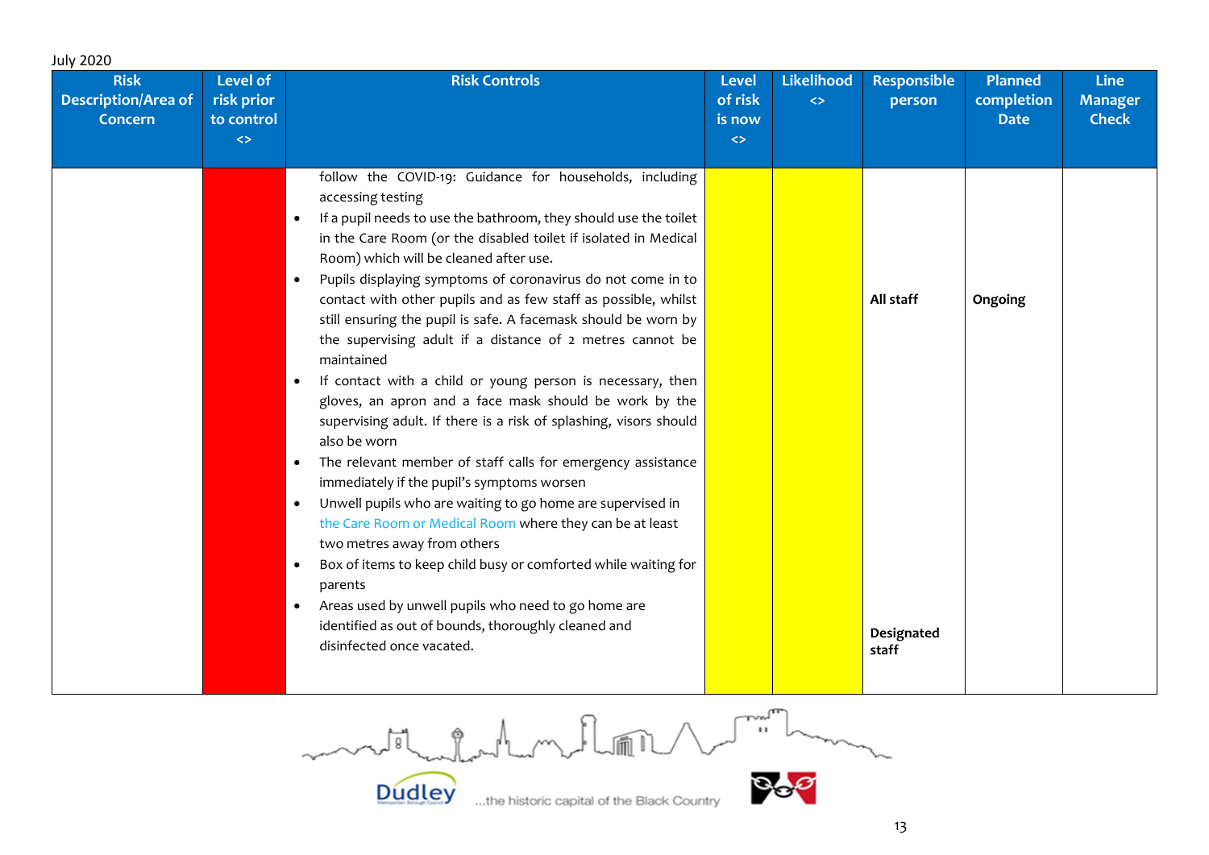July 2020

| Risk Description/Area of Concern | Level of risk prior to control <> | Risk Controls | Level of risk is now <> | Likelihood <> | Responsible person | Planned completion Date | Line Manager Check |
|---|---|---|---|---|---|---|---|
| | | follow the COVID-19: Guidance for households, including accessing testing<br>• If a pupil needs to use the bathroom, they should use the toilet in the Care Room (or the disabled toilet if isolated in Medical Room) which will be cleaned after use.<br>• Pupils displaying symptoms of coronavirus do not come in to contact with other pupils and as few staff as possible, whilst still ensuring the pupil is safe. A facemask should be worn by the supervising adult if a distance of 2 metres cannot be maintained<br>• If contact with a child or young person is necessary, then gloves, an apron and a face mask should be work by the supervising adult. If there is a risk of splashing, visors should also be worn<br>• The relevant member of staff calls for emergency assistance immediately if the pupil's symptoms worsen<br>• Unwell pupils who are waiting to go home are supervised in the Care Room or Medical Room where they can be at least two metres away from others<br>• Box of items to keep child busy or comforted while waiting for parents<br>• Areas used by unwell pupils who need to go home are identified as out of bounds, thoroughly cleaned and disinfected once vacated. | | | **All staff**<br><br>**Designated staff** | **Ongoing** | |

Dudley ...the historic capital of the Black Country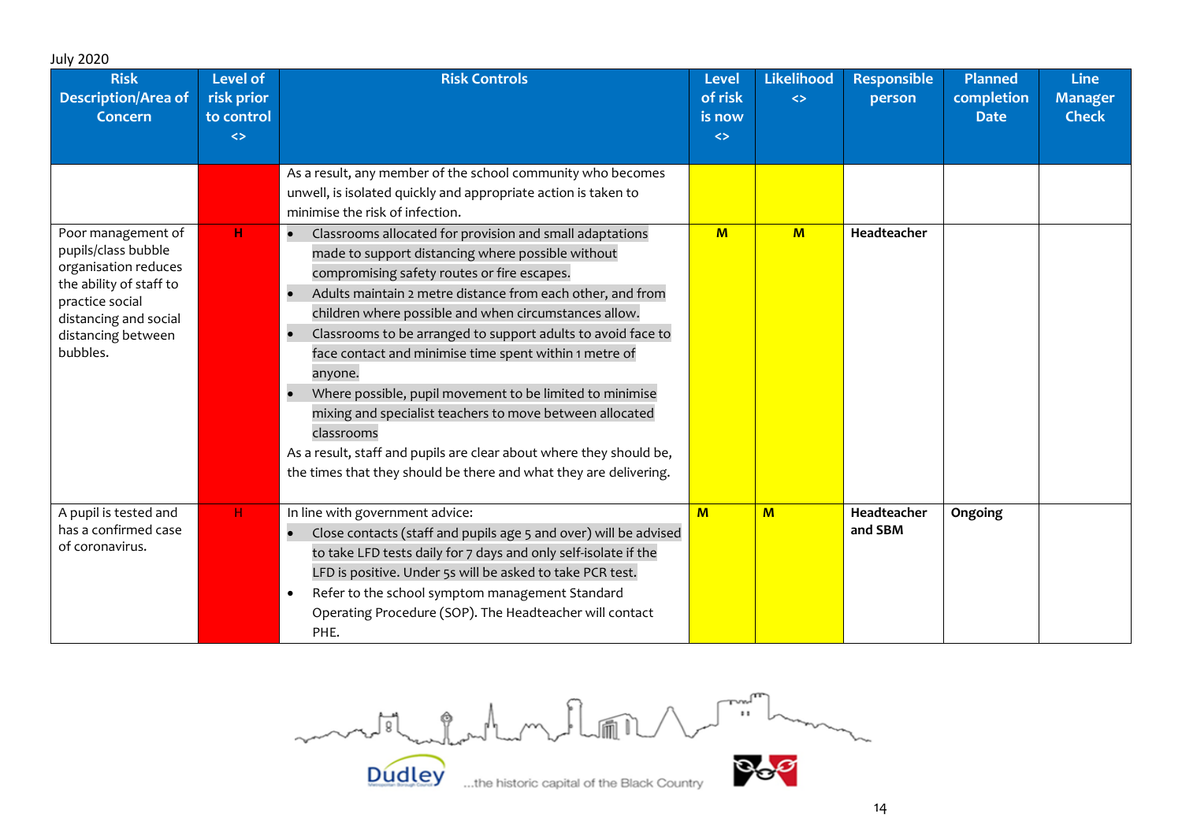July 2020

| Risk Description/Area of Concern | Level of risk prior to control <> | Risk Controls | Level of risk is now <> | Likelihood <> | Responsible person | Planned completion Date | Line Manager Check |
|---|---|---|---|---|---|---|---|
| | | As a result, any member of the school community who becomes unwell, is isolated quickly and appropriate action is taken to minimise the risk of infection. | | | | | |
| Poor management of pupils/class bubble organisation reduces the ability of staff to practice social distancing and social distancing between bubbles. | H | • Classrooms allocated for provision and small adaptations made to support distancing where possible without compromising safety routes or fire escapes.<br>• Adults maintain 2 metre distance from each other, and from children where possible and when circumstances allow.<br>• Classrooms to be arranged to support adults to avoid face to face contact and minimise time spent within 1 metre of anyone.<br>• Where possible, pupil movement to be limited to minimise mixing and specialist teachers to move between allocated classrooms<br>As a result, staff and pupils are clear about where they should be, the times that they should be there and what they are delivering. | M | M | **Headteacher** | | |
| A pupil is tested and has a confirmed case of coronavirus. | H | In line with government advice:<br>• Close contacts (staff and pupils age 5 and over) will be advised to take LFD tests daily for 7 days and only self-isolate if the LFD is positive. Under 5s will be asked to take PCR test.<br>• Refer to the school symptom management Standard Operating Procedure (SOP). The Headteacher will contact PHE. | M | M | **Headteacher and SBM** | **Ongoing** | |

Dudley ...the historic capital of the Black Country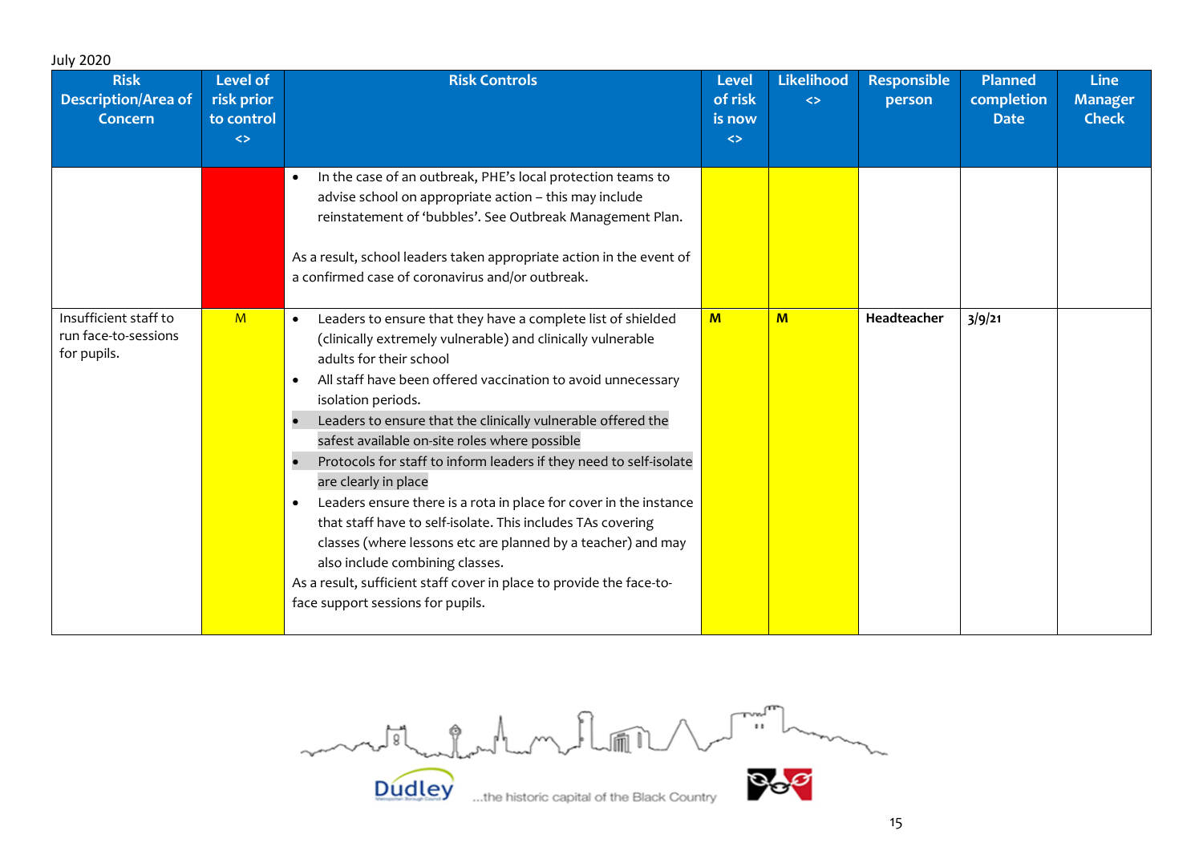July 2020

| Risk Description/Area of Concern | Level of risk prior to control <> | Risk Controls | Level of risk is now <> | Likelihood <> | Responsible person | Planned completion Date | Line Manager Check |
|---|---|---|---|---|---|---|---|
| | | • In the case of an outbreak, PHE's local protection teams to advise school on appropriate action – this may include reinstatement of 'bubbles'. See Outbreak Management Plan.<br><br>As a result, school leaders taken appropriate action in the event of a confirmed case of coronavirus and/or outbreak. | | | | | |
| Insufficient staff to run face-to-sessions for pupils. | M | • Leaders to ensure that they have a complete list of shielded (clinically extremely vulnerable) and clinically vulnerable adults for their school<br>• All staff have been offered vaccination to avoid unnecessary isolation periods.<br>• Leaders to ensure that the clinically vulnerable offered the safest available on-site roles where possible<br>• Protocols for staff to inform leaders if they need to self-isolate are clearly in place<br>• Leaders ensure there is a rota in place for cover in the instance that staff have to self-isolate. This includes TAs covering classes (where lessons etc are planned by a teacher) and may also include combining classes.<br>As a result, sufficient staff cover in place to provide the face-to-face support sessions for pupils. | **M** | **M** | **Headteacher** | **3/9/21** | |

...the historic capital of the Black Country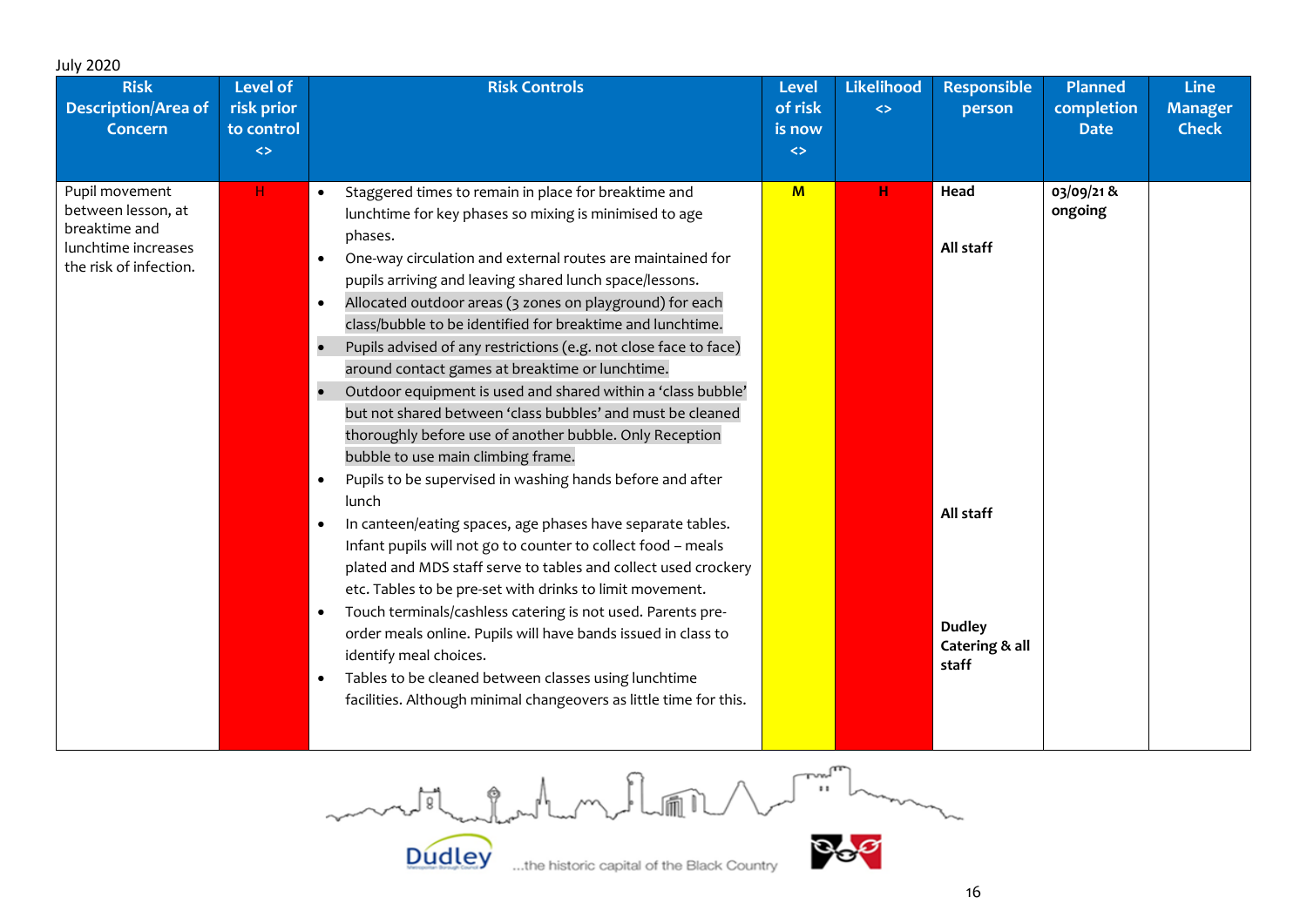July 2020

| Risk Description/Area of Concern | Level of risk prior to control <> | Risk Controls | Level of risk is now <> | Likelihood <> | Responsible person | Planned completion Date | Line Manager Check |
|---|---|---|---|---|---|---|---|
| Pupil movement between lesson, at breaktime and lunchtime increases the risk of infection. | H | • Staggered times to remain in place for breaktime and lunchtime for key phases so mixing is minimised to age phases.<br>• One-way circulation and external routes are maintained for pupils arriving and leaving shared lunch space/lessons.<br>• Allocated outdoor areas (3 zones on playground) for each class/bubble to be identified for breaktime and lunchtime.<br>• Pupils advised of any restrictions (e.g. not close face to face) around contact games at breaktime or lunchtime.<br>• Outdoor equipment is used and shared within a 'class bubble' but not shared between 'class bubbles' and must be cleaned thoroughly before use of another bubble. Only Reception bubble to use main climbing frame.<br>• Pupils to be supervised in washing hands before and after lunch<br>• In canteen/eating spaces, age phases have separate tables. Infant pupils will not go to counter to collect food – meals plated and MDS staff serve to tables and collect used crockery etc. Tables to be pre-set with drinks to limit movement.<br>• Touch terminals/cashless catering is not used. Parents pre-order meals online. Pupils will have bands issued in class to identify meal choices.<br>• Tables to be cleaned between classes using lunchtime facilities. Although minimal changeovers as little time for this. | M | H | **Head**<br><br>**All staff**<br><br>**All staff**<br><br>**Dudley Catering & all staff** | **03/09/21 & ongoing** | |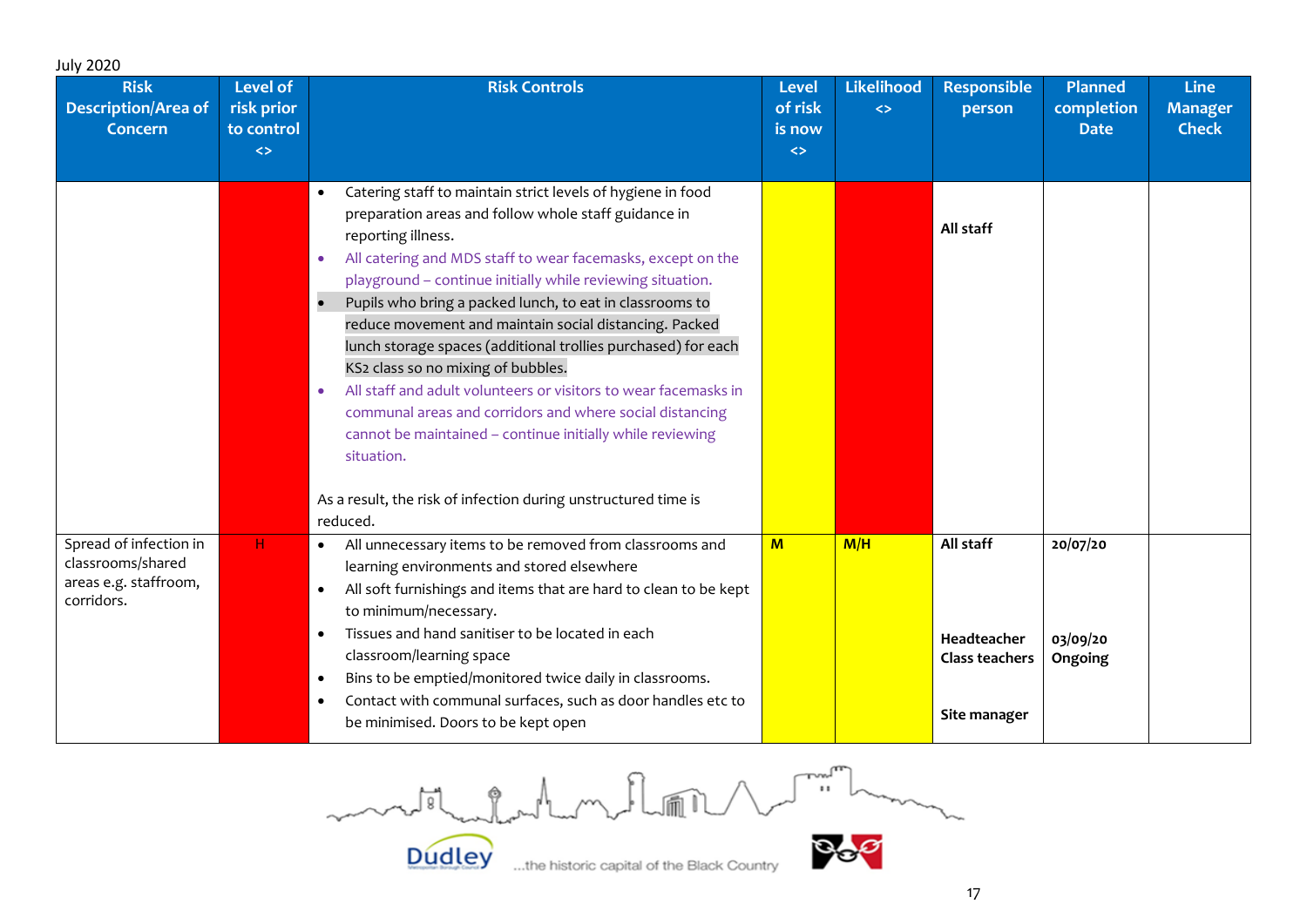July 2020

| Risk Description/Area of Concern | Level of risk prior to control <> | Risk Controls | Level of risk is now <> | Likelihood <> | Responsible person | Planned completion Date | Line Manager Check |
|---|---|---|---|---|---|---|---|
| | | • Catering staff to maintain strict levels of hygiene in food preparation areas and follow whole staff guidance in reporting illness.<br>• All catering and MDS staff to wear facemasks, except on the playground – continue initially while reviewing situation.<br>• Pupils who bring a packed lunch, to eat in classrooms to reduce movement and maintain social distancing. Packed lunch storage spaces (additional trolleys purchased) for each KS2 class so no mixing of bubbles.<br>• All staff and adult volunteers or visitors to wear facemasks in communal areas and corridors and where social distancing cannot be maintained – continue initially while reviewing situation.<br><br>As a result, the risk of infection during unstructured time is reduced. | | | All staff | | |
| Spread of infection in classrooms/shared areas e.g. staffroom, corridors. | H | • All unnecessary items to be removed from classrooms and learning environments and stored elsewhere<br>• All soft furnishings and items that are hard to clean to be kept to minimum/necessary.<br>• Tissues and hand sanitiser to be located in each classroom/learning space<br>• Bins to be emptied/monitored twice daily in classrooms.<br>• Contact with communal surfaces, such as door handles etc to be minimised. Doors to be kept open | M | M/H | All staff<br><br>Headteacher<br>Class teachers<br><br>Site manager | 20/07/20<br><br>03/09/20<br>Ongoing | |

Dudley ...the historic capital of the Black Country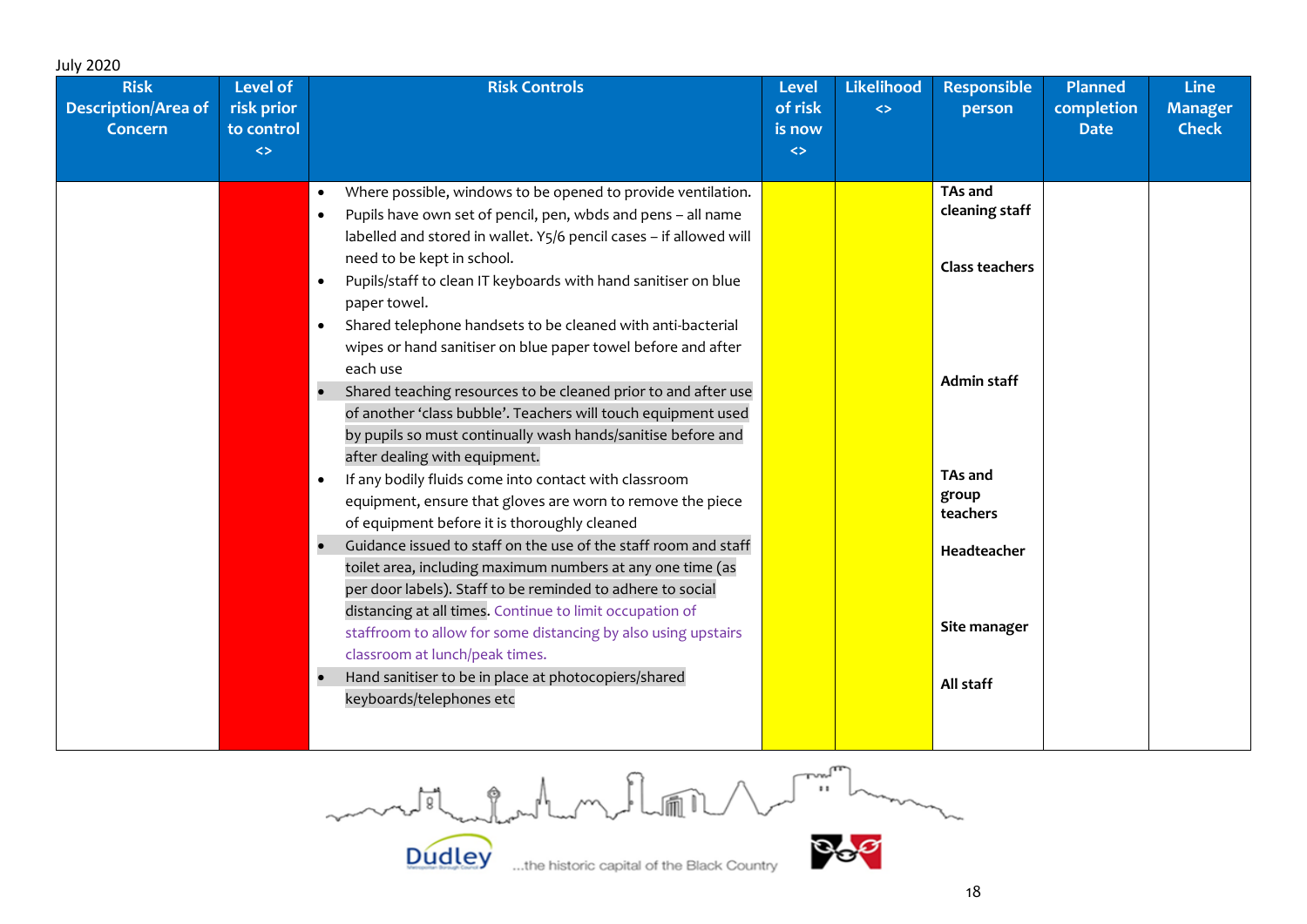July 2020

| Risk Description/Area of Concern | Level of risk prior to control <> | Risk Controls | Level of risk is now <> | Likelihood <> | Responsible person | Planned completion Date | Line Manager Check |
|---|---|---|---|---|---|---|---|
| | | • Where possible, windows to be opened to provide ventilation.<br>• Pupils have own set of pencil, pen, wbds and pens – all name labelled and stored in wallet. Y5/6 pencil cases – if allowed will need to be kept in school.<br>• Pupils/staff to clean IT keyboards with hand sanitiser on blue paper towel.<br>• Shared telephone handsets to be cleaned with anti-bacterial wipes or hand sanitiser on blue paper towel before and after each use<br>• Shared teaching resources to be cleaned prior to and after use of another 'class bubble'. Teachers will touch equipment used by pupils so must continually wash hands/sanitise before and after dealing with equipment.<br>• If any bodily fluids come into contact with classroom equipment, ensure that gloves are worn to remove the piece of equipment before it is thoroughly cleaned<br>• Guidance issued to staff on the use of the staff room and staff toilet area, including maximum numbers at any one time (as per door labels). Staff to be reminded to adhere to social distancing at all times. Continue to limit occupation of staffroom to allow for some distancing by also using upstairs classroom at lunch/peak times.<br>• Hand sanitiser to be in place at photocopiers/shared keyboards/telephones etc | | | **TAs and cleaning staff**<br><br>**Class teachers**<br><br>**Admin staff**<br><br>**TAs and group teachers**<br><br>**Headteacher**<br><br>**Site manager**<br><br>**All staff** | | |

...the historic capital of the Black Country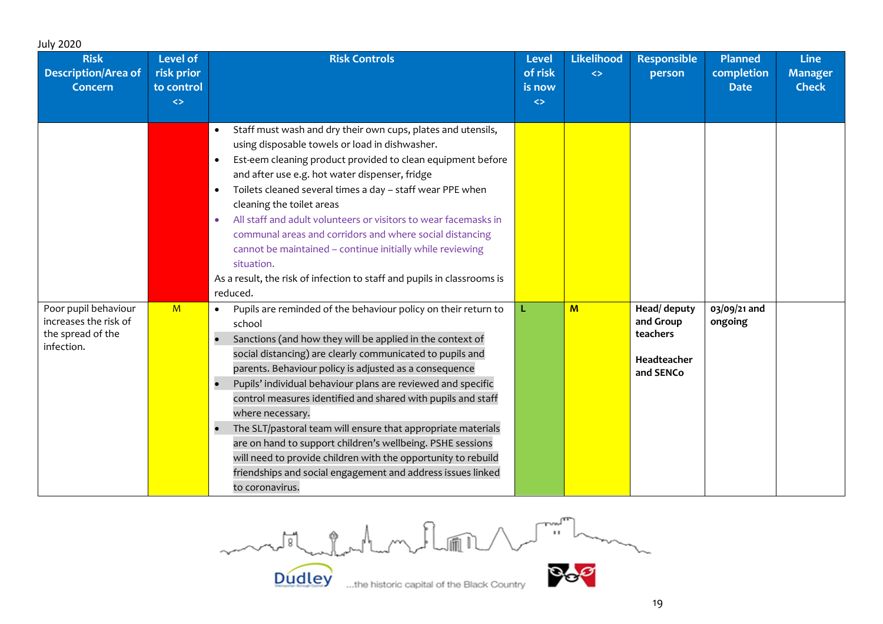July 2020

| Risk Description/Area of Concern | Level of risk prior to control <> | Risk Controls | Level of risk is now <> | Likelihood <> | Responsible person | Planned completion Date | Line Manager Check |
|---|---|---|---|---|---|---|---|
| | | • Staff must wash and dry their own cups, plates and utensils, using disposable towels or load in dishwasher.<br>• Est-eem cleaning product provided to clean equipment before and after use e.g. hot water dispenser, fridge<br>• Toilets cleaned several times a day – staff wear PPE when cleaning the toilet areas<br>• All staff and adult volunteers or visitors to wear facemasks in communal areas and corridors and where social distancing cannot be maintained – continue initially while reviewing situation.<br>As a result, the risk of infection to staff and pupils in classrooms is reduced. | | | | | |
| Poor pupil behaviour increases the risk of the spread of the infection. | M | • Pupils are reminded of the behaviour policy on their return to school<br>• Sanctions (and how they will be applied in the context of social distancing) are clearly communicated to pupils and parents. Behaviour policy is adjusted as a consequence<br>• Pupils' individual behaviour plans are reviewed and specific control measures identified and shared with pupils and staff where necessary.<br>• The SLT/pastoral team will ensure that appropriate materials are on hand to support children's wellbeing. PSHE sessions will need to provide children with the opportunity to rebuild friendships and social engagement and address issues linked to coronavirus. | L | M | **Head/ deputy and Group teachers**<br><br>**Headteacher and SENCo** | **03/09/21 and ongoing** | |

Dudley ...the historic capital of the Black Country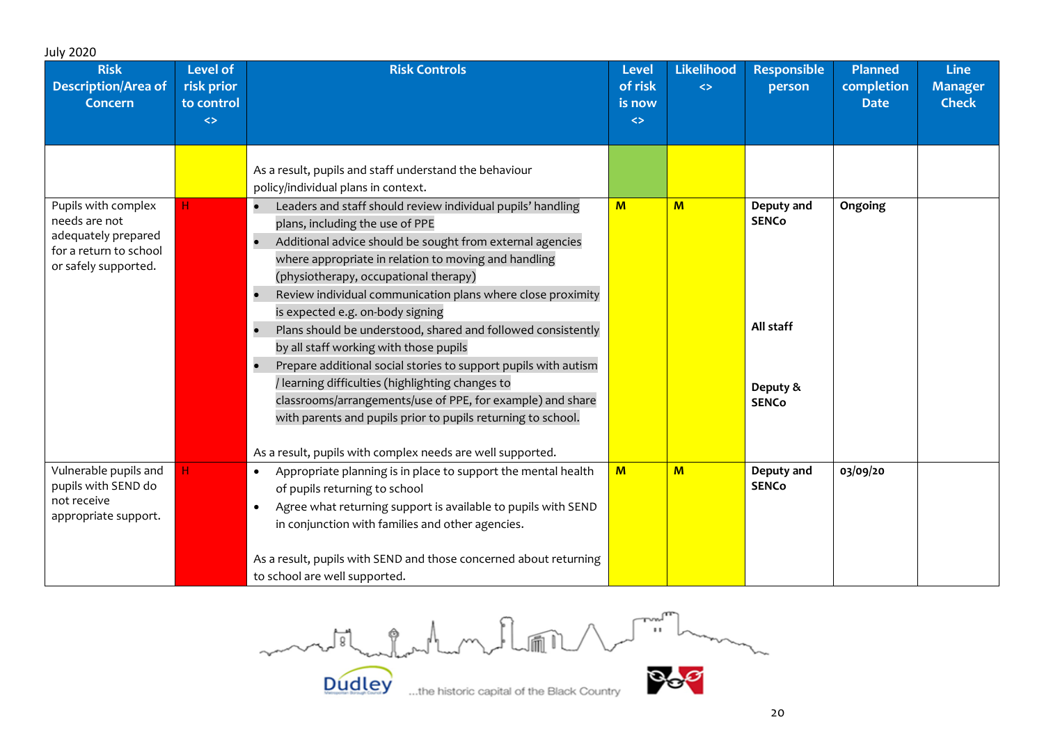July 2020

| Risk Description/Area of Concern | Level of risk prior to control <> | Risk Controls | Level of risk is now <> | Likelihood <> | Responsible person | Planned completion Date | Line Manager Check |
|---|---|---|---|---|---|---|---|
| | | As a result, pupils and staff understand the behaviour policy/individual plans in context. | | | | | |
| Pupils with complex needs are not adequately prepared for a return to school or safely supported. | H | • Leaders and staff should review individual pupils' handling plans, including the use of PPE<br>• Additional advice should be sought from external agencies where appropriate in relation to moving and handling (physiotherapy, occupational therapy)<br>• Review individual communication plans where close proximity is expected e.g. on-body signing<br>• Plans should be understood, shared and followed consistently by all staff working with those pupils<br>• Prepare additional social stories to support pupils with autism / learning difficulties (highlighting changes to classrooms/arrangements/use of PPE, for example) and share with parents and pupils prior to pupils returning to school.<br><br>As a result, pupils with complex needs are well supported. | **M** | **M** | **Deputy and SENCo**<br><br>**All staff**<br><br>**Deputy & SENCo** | **Ongoing** | |
| Vulnerable pupils and pupils with SEND do not receive appropriate support. | H | • Appropriate planning is in place to support the mental health of pupils returning to school<br>• Agree what returning support is available to pupils with SEND in conjunction with families and other agencies.<br><br>As a result, pupils with SEND and those concerned about returning to school are well supported. | **M** | **M** | **Deputy and SENCo** | **03/09/20** | |

Dudley ...the historic capital of the Black Country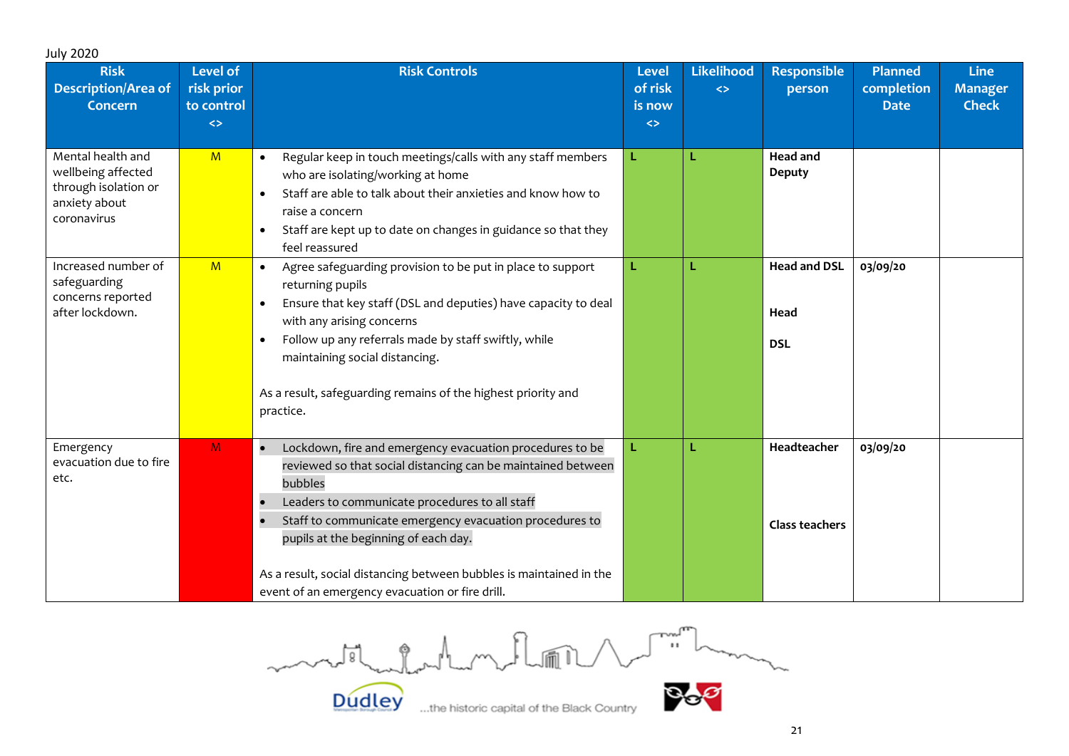July 2020

| Risk Description/Area of Concern | Level of risk prior to control <> | Risk Controls | Level of risk is now <> | Likelihood <> | Responsible person | Planned completion Date | Line Manager Check |
|---|---|---|---|---|---|---|---|
| Mental health and wellbeing affected through isolation or anxiety about coronavirus | M | • Regular keep in touch meetings/calls with any staff members who are isolating/working at home<br>• Staff are able to talk about their anxieties and know how to raise a concern<br>• Staff are kept up to date on changes in guidance so that they feel reassured | L | L | **Head and Deputy** | | |
| Increased number of safeguarding concerns reported after lockdown. | M | • Agree safeguarding provision to be put in place to support returning pupils<br>• Ensure that key staff (DSL and deputies) have capacity to deal with any arising concerns<br>• Follow up any referrals made by staff swiftly, while maintaining social distancing.<br><br>As a result, safeguarding remains of the highest priority and practice. | L | L | **Head and DSL**<br><br>**Head**<br><br>**DSL** | **03/09/20** | |
| Emergency evacuation due to fire etc. | M | • Lockdown, fire and emergency evacuation procedures to be reviewed so that social distancing can be maintained between bubbles<br>• Leaders to communicate procedures to all staff<br>• Staff to communicate emergency evacuation procedures to pupils at the beginning of each day.<br><br>As a result, social distancing between bubbles is maintained in the event of an emergency evacuation or fire drill. | L | L | **Headteacher**<br><br>**Class teachers** | **03/09/20** | |

Dudley ...the historic capital of the Black Country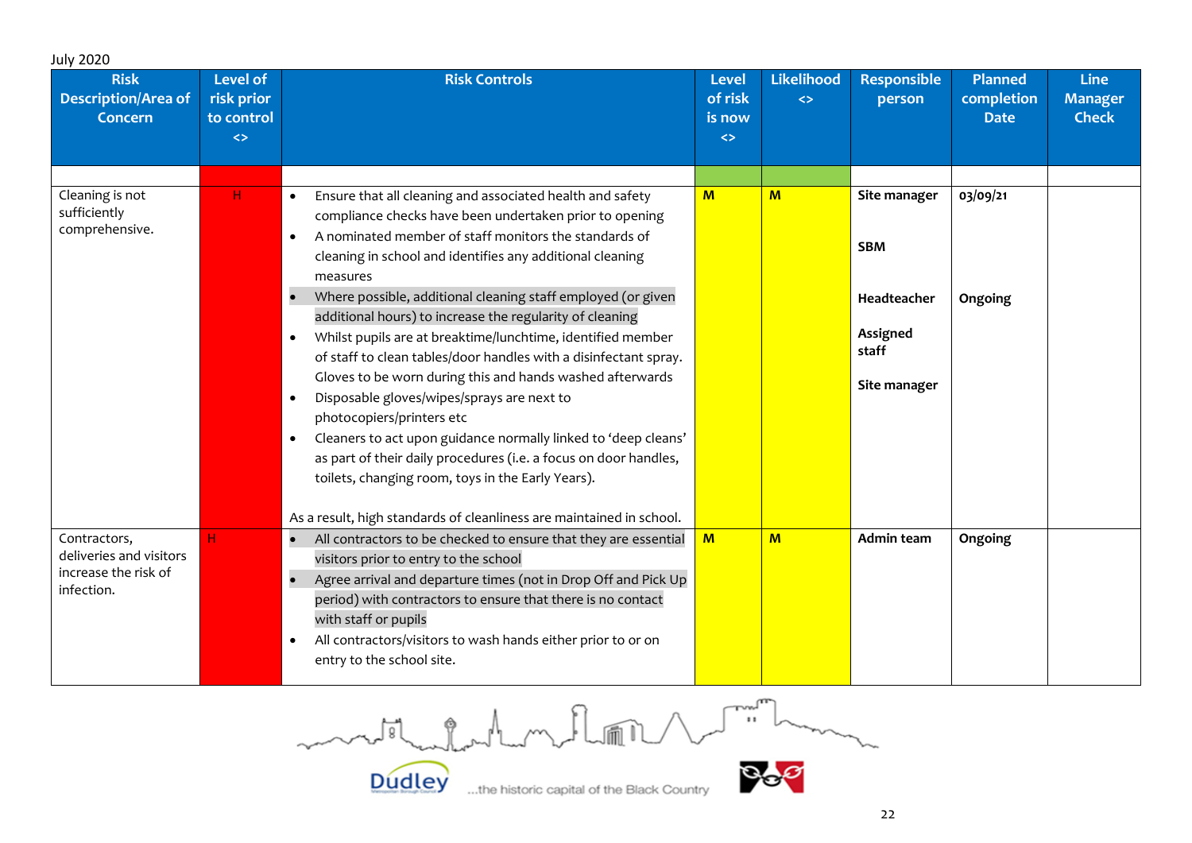July 2020

| Risk Description/Area of Concern | Level of risk prior to control <> | Risk Controls | Level of risk is now <> | Likelihood <> | Responsible person | Planned completion Date | Line Manager Check |
|---|---|---|---|---|---|---|---|
| | | | | | | | |
| Cleaning is not sufficiently comprehensive. | H | • Ensure that all cleaning and associated health and safety compliance checks have been undertaken prior to opening<br>• A nominated member of staff monitors the standards of cleaning in school and identifies any additional cleaning measures<br>• Where possible, additional cleaning staff employed (or given additional hours) to increase the regularity of cleaning<br>• Whilst pupils are at breaktime/lunchtime, identified member of staff to clean tables/door handles with a disinfectant spray. Gloves to be worn during this and hands washed afterwards<br>• Disposable gloves/wipes/sprays are next to photocopiers/printers etc<br>• Cleaners to act upon guidance normally linked to 'deep cleans' as part of their daily procedures (i.e. a focus on door handles, toilets, changing room, toys in the Early Years).<br><br>As a result, high standards of cleanliness are maintained in school. | M | M | **Site manager**<br><br>**SBM**<br><br>**Headteacher**<br><br>**Assigned staff**<br><br>**Site manager** | **03/09/21**<br><br><br><br>**Ongoing** | |
| Contractors, deliveries and visitors increase the risk of infection. | H | • All contractors to be checked to ensure that they are essential visitors prior to entry to the school<br>• Agree arrival and departure times (not in Drop Off and Pick Up period) with contractors to ensure that there is no contact with staff or pupils<br>• All contractors/visitors to wash hands either prior to or on entry to the school site. | M | M | **Admin team** | **Ongoing** | |

Dudley ...the historic capital of the Black Country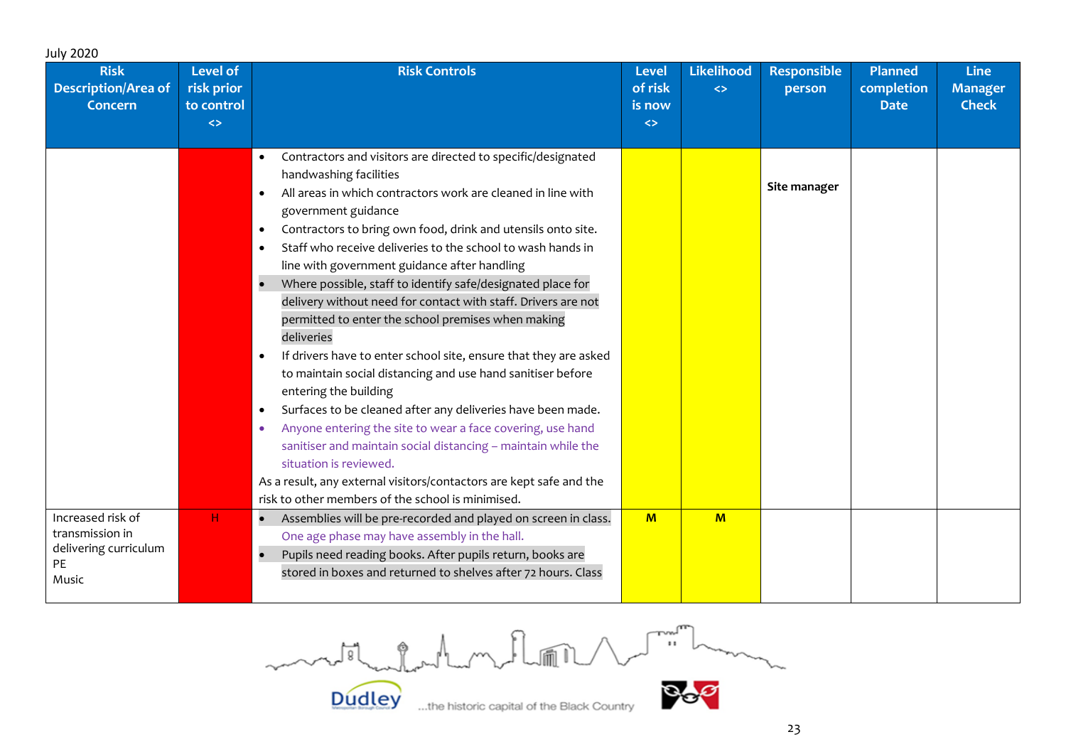July 2020

| Risk Description/Area of Concern | Level of risk prior to control <> | Risk Controls | Level of risk is now <> | Likelihood <> | Responsible person | Planned completion Date | Line Manager Check |
|---|---|---|---|---|---|---|---|
| | | • Contractors and visitors are directed to specific/designated handwashing facilities<br>• All areas in which contractors work are cleaned in line with government guidance<br>• Contractors to bring own food, drink and utensils onto site.<br>• Staff who receive deliveries to the school to wash hands in line with government guidance after handling<br>• Where possible, staff to identify safe/designated place for delivery without need for contact with staff. Drivers are not permitted to enter the school premises when making deliveries<br>• If drivers have to enter school site, ensure that they are asked to maintain social distancing and use hand sanitiser before entering the building<br>• Surfaces to be cleaned after any deliveries have been made.<br>• Anyone entering the site to wear a face covering, use hand sanitiser and maintain social distancing – maintain while the situation is reviewed.<br>As a result, any external visitors/contactors are kept safe and the risk to other members of the school is minimised. | | | **Site manager** | | |
| Increased risk of transmission in delivering curriculum<br>PE<br>Music | H | • Assemblies will be pre-recorded and played on screen in class. One age phase may have assembly in the hall.<br>• Pupils need reading books. After pupils return, books are stored in boxes and returned to shelves after 72 hours. Class | **M** | **M** | | | |

...the historic capital of the Black Country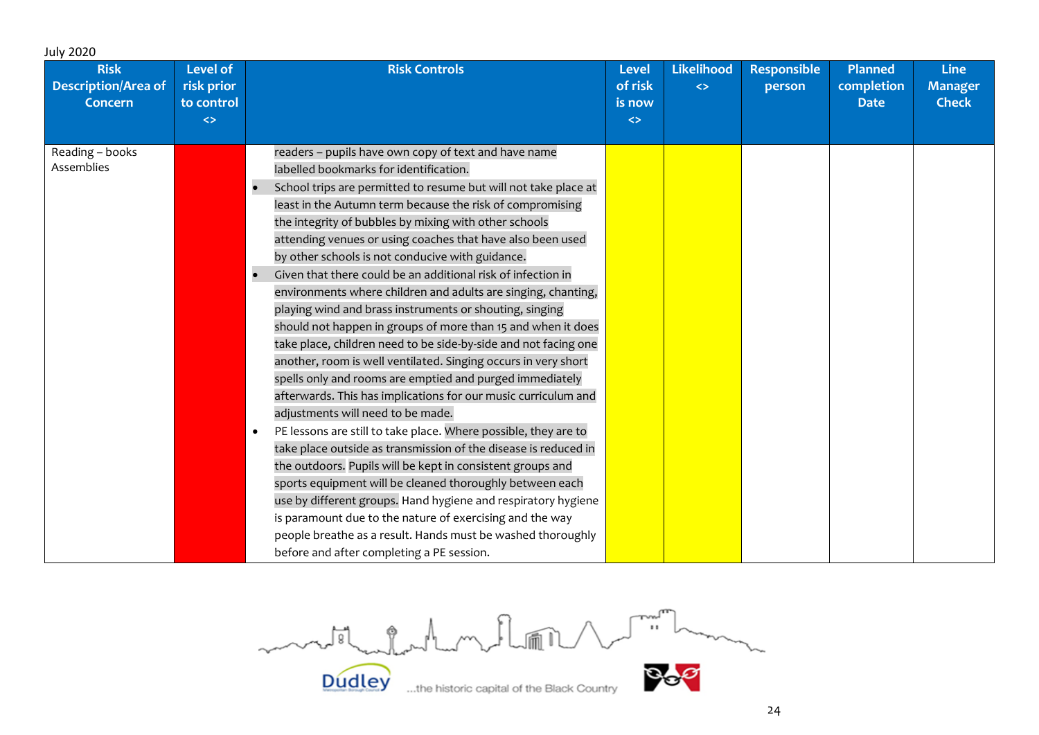July 2020

| Risk Description/Area of Concern | Level of risk prior to control <> | Risk Controls | Level of risk is now <> | Likelihood <> | Responsible person | Planned completion Date | Line Manager Check |
|---|---|---|---|---|---|---|---|
| Reading – books<br>Assemblies | | readers – pupils have own copy of text and have name labelled bookmarks for identification.<br>• School trips are permitted to resume but will not take place at least in the Autumn term because the risk of compromising the integrity of bubbles by mixing with other schools attending venues or using coaches that have also been used by other schools is not conducive with guidance.<br>• Given that there could be an additional risk of infection in environments where children and adults are singing, chanting, playing wind and brass instruments or shouting, singing should not happen in groups of more than 15 and when it does take place, children need to be side-by-side and not facing one another, room is well ventilated. Singing occurs in very short spells only and rooms are emptied and purged immediately afterwards. This has implications for our music curriculum and adjustments will need to be made.<br>• PE lessons are still to take place. Where possible, they are to take place outside as transmission of the disease is reduced in the outdoors. Pupils will be kept in consistent groups and sports equipment will be cleaned thoroughly between each use by different groups. Hand hygiene and respiratory hygiene is paramount due to the nature of exercising and the way people breathe as a result. Hands must be washed thoroughly before and after completing a PE session. | | | | | |

Dudley ...the historic capital of the Black Country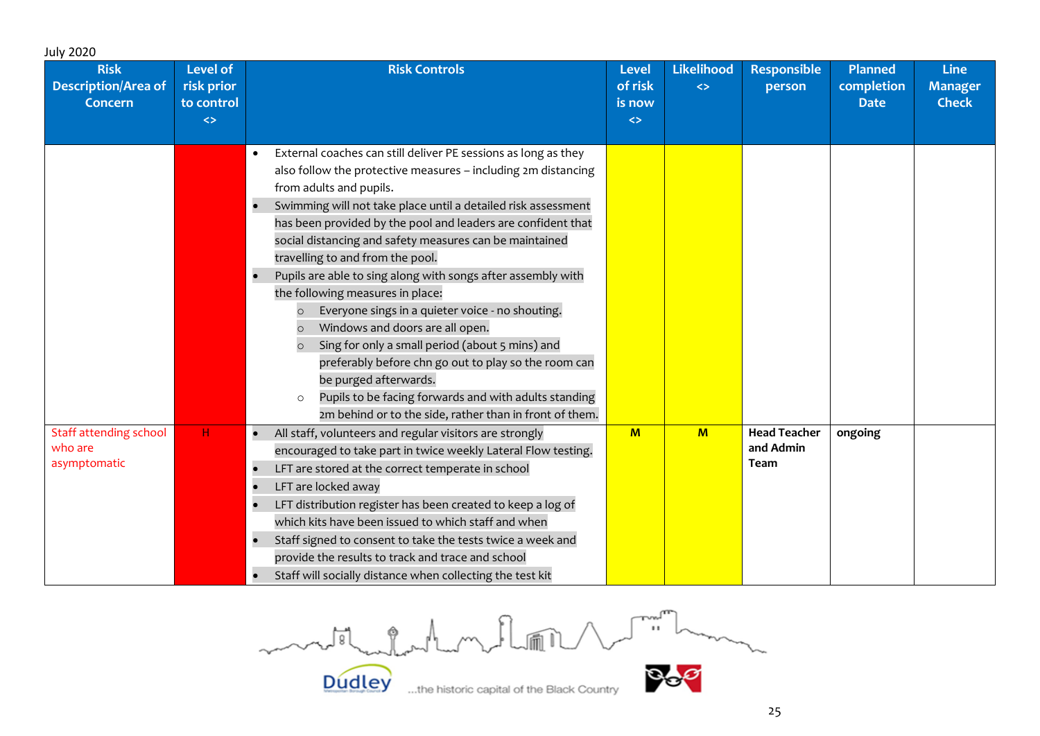July 2020

| Risk Description/Area of Concern | Level of risk prior to control <> | Risk Controls | Level of risk is now <> | Likelihood <> | Responsible person | Planned completion Date | Line Manager Check |
|---|---|---|---|---|---|---|---|
| | | • External coaches can still deliver PE sessions as long as they also follow the protective measures – including 2m distancing from adults and pupils.<br>• Swimming will not take place until a detailed risk assessment has been provided by the pool and leaders are confident that social distancing and safety measures can be maintained travelling to and from the pool.<br>• Pupils are able to sing along with songs after assembly with the following measures in place:<br>  ○ Everyone sings in a quieter voice - no shouting.<br>  ○ Windows and doors are all open.<br>  ○ Sing for only a small period (about 5 mins) and preferably before chn go out to play so the room can be purged afterwards.<br>  ○ Pupils to be facing forwards and with adults standing 2m behind or to the side, rather than in front of them. | | | | | |
| Staff attending school who are asymptomatic | H | • All staff, volunteers and regular visitors are strongly encouraged to take part in twice weekly Lateral Flow testing.<br>• LFT are stored at the correct temperate in school<br>• LFT are locked away<br>• LFT distribution register has been created to keep a log of which kits have been issued to which staff and when<br>• Staff signed to consent to take the tests twice a week and provide the results to track and trace and school<br>• Staff will socially distance when collecting the test kit | M | M | Head Teacher and Admin Team | ongoing | |

Dudley ...the historic capital of the Black Country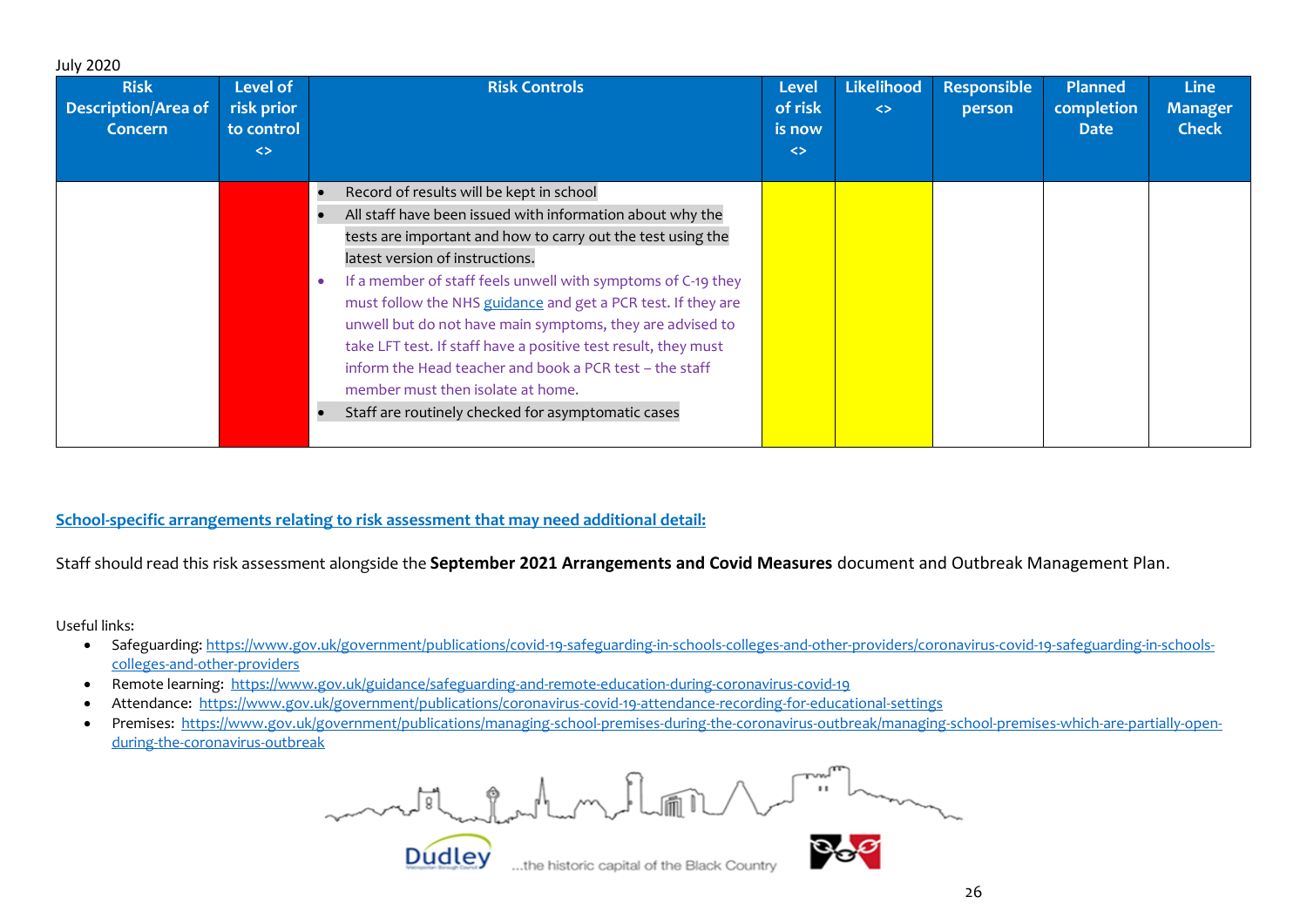July 2020

| Risk Description/Area of Concern | Level of risk prior to control <> | Risk Controls | Level of risk is now <> | Likelihood <> | Responsible person | Planned completion Date | Line Manager Check |
|---|---|---|---|---|---|---|---|
| | | • Record of results will be kept in school<br>• All staff have been issued with information about why the tests are important and how to carry out the test using the latest version of instructions.<br>• If a member of staff feels unwell with symptoms of C-19 they must follow the NHS guidance and get a PCR test. If they are unwell but do not have main symptoms, they are advised to take LFT test. If staff have a positive test result, they must inform the Head teacher and book a PCR test – the staff member must then isolate at home.<br>• Staff are routinely checked for asymptomatic cases | | | | | |

**School-specific arrangements relating to risk assessment that may need additional detail:**

Staff should read this risk assessment alongside the **September 2021 Arrangements and Covid Measures** document and Outbreak Management Plan.

Useful links:

- Safeguarding: https://www.gov.uk/government/publications/covid-19-safeguarding-in-schools-colleges-and-other-providers/coronavirus-covid-19-safeguarding-in-schools-colleges-and-other-providers
- Remote learning: https://www.gov.uk/guidance/safeguarding-and-remote-education-during-coronavirus-covid-19
- Attendance: https://www.gov.uk/government/publications/coronavirus-covid-19-attendance-recording-for-educational-settings
- Premises: https://www.gov.uk/government/publications/managing-school-premises-during-the-coronavirus-outbreak/managing-school-premises-which-are-partially-open-during-the-coronavirus-outbreak

Dudley ...the historic capital of the Black Country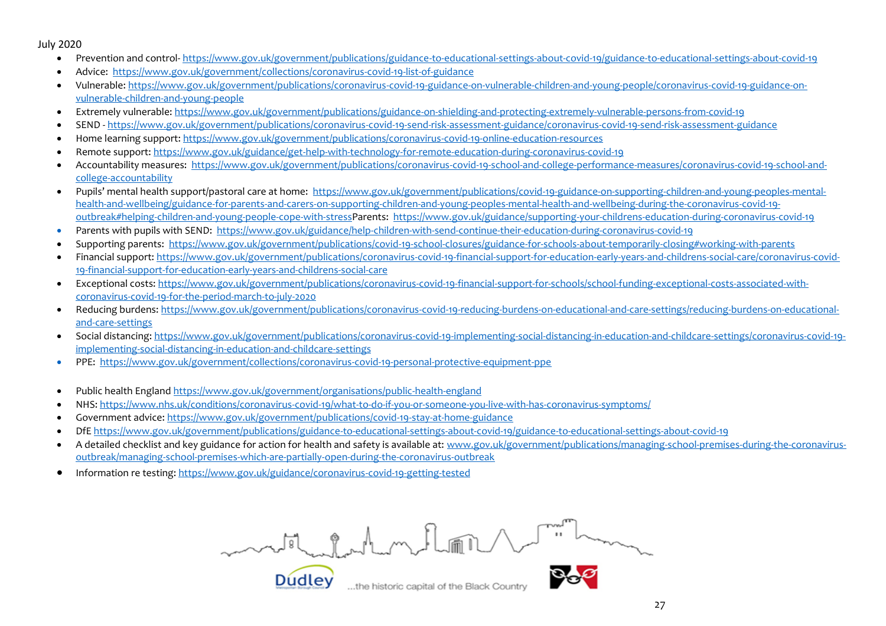July 2020

- Prevention and control- https://www.gov.uk/government/publications/guidance-to-educational-settings-about-covid-19/guidance-to-educational-settings-about-covid-19
- Advice: https://www.gov.uk/government/collections/coronavirus-covid-19-list-of-guidance
- Vulnerable: https://www.gov.uk/government/publications/coronavirus-covid-19-guidance-on-vulnerable-children-and-young-people/coronavirus-covid-19-guidance-on-vulnerable-children-and-young-people
- Extremely vulnerable: https://www.gov.uk/government/publications/guidance-on-shielding-and-protecting-extremely-vulnerable-persons-from-covid-19
- SEND - https://www.gov.uk/government/publications/coronavirus-covid-19-send-risk-assessment-guidance/coronavirus-covid-19-send-risk-assessment-guidance
- Home learning support: https://www.gov.uk/government/publications/coronavirus-covid-19-online-education-resources
- Remote support: https://www.gov.uk/guidance/get-help-with-technology-for-remote-education-during-coronavirus-covid-19
- Accountability measures: https://www.gov.uk/government/publications/coronavirus-covid-19-school-and-college-performance-measures/coronavirus-covid-19-school-and-college-accountability
- Pupils' mental health support/pastoral care at home: https://www.gov.uk/government/publications/covid-19-guidance-on-supporting-children-and-young-peoples-mental-health-and-wellbeing/guidance-for-parents-and-carers-on-supporting-children-and-young-peoples-mental-health-and-wellbeing-during-the-coronavirus-covid-19-outbreak#helping-children-and-young-people-cope-with-stressParents: https://www.gov.uk/guidance/supporting-your-childrens-education-during-coronavirus-covid-19
- Parents with pupils with SEND: https://www.gov.uk/guidance/help-children-with-send-continue-their-education-during-coronavirus-covid-19
- Supporting parents: https://www.gov.uk/government/publications/covid-19-school-closures/guidance-for-schools-about-temporarily-closing#working-with-parents
- Financial support: https://www.gov.uk/government/publications/coronavirus-covid-19-financial-support-for-education-early-years-and-childrens-social-care/coronavirus-covid-19-financial-support-for-education-early-years-and-childrens-social-care
- Exceptional costs: https://www.gov.uk/government/publications/coronavirus-covid-19-financial-support-for-schools/school-funding-exceptional-costs-associated-with-coronavirus-covid-19-for-the-period-march-to-july-2020
- Reducing burdens: https://www.gov.uk/government/publications/coronavirus-covid-19-reducing-burdens-on-educational-and-care-settings/reducing-burdens-on-educational-and-care-settings
- Social distancing: https://www.gov.uk/government/publications/coronavirus-covid-19-implementing-social-distancing-in-education-and-childcare-settings/coronavirus-covid-19-implementing-social-distancing-in-education-and-childcare-settings
- PPE: https://www.gov.uk/government/collections/coronavirus-covid-19-personal-protective-equipment-ppe

- Public health England https://www.gov.uk/government/organisations/public-health-england
- NHS: https://www.nhs.uk/conditions/coronavirus-covid-19/what-to-do-if-you-or-someone-you-live-with-has-coronavirus-symptoms/
- Government advice: https://www.gov.uk/government/publications/covid-19-stay-at-home-guidance
- DfE https://www.gov.uk/government/publications/guidance-to-educational-settings-about-covid-19/guidance-to-educational-settings-about-covid-19
- A detailed checklist and key guidance for action for health and safety is available at: www.gov.uk/government/publications/managing-school-premises-during-the-coronavirus-outbreak/managing-school-premises-which-are-partially-open-during-the-coronavirus-outbreak
- Information re testing: https://www.gov.uk/guidance/coronavirus-covid-19-getting-tested

Dudley ...the historic capital of the Black Country